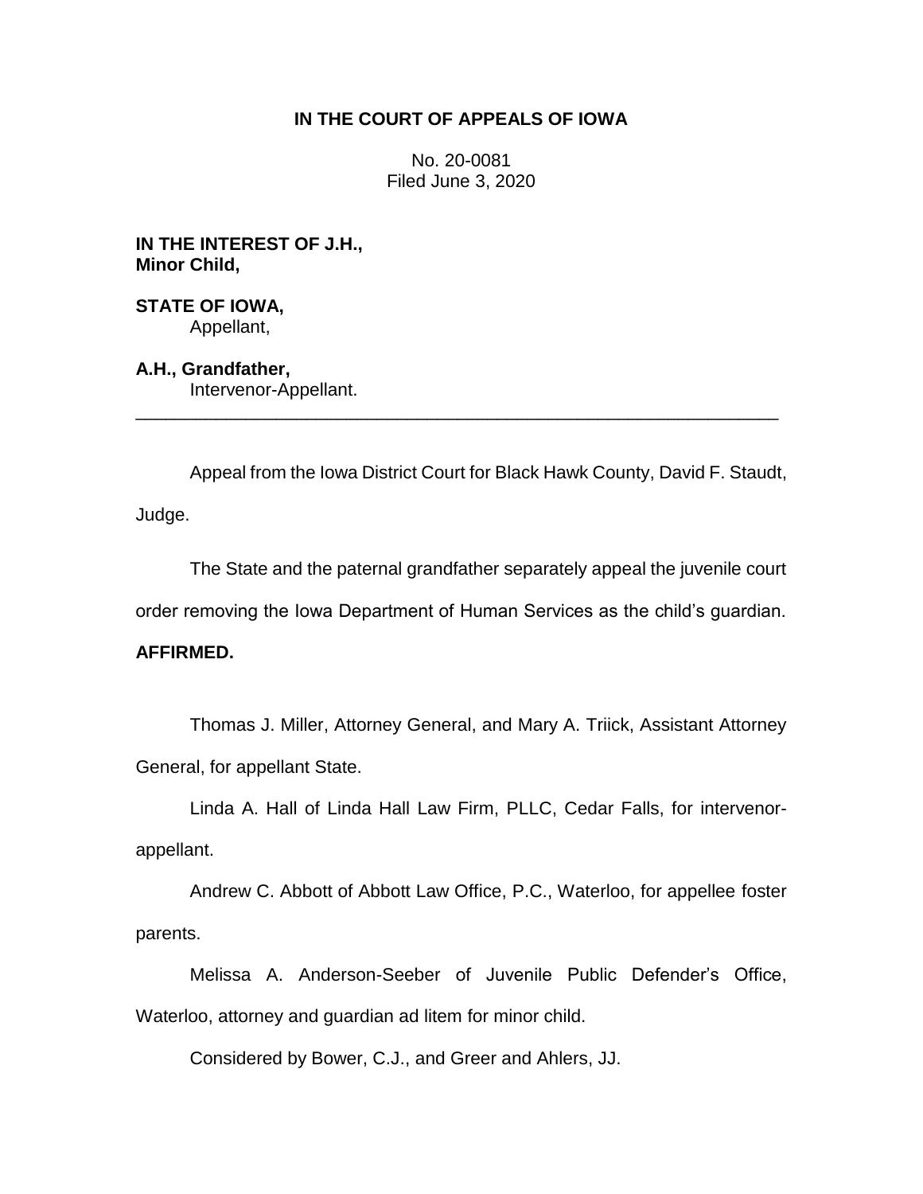# IN THE COURT OF APPEALS OF IOWA

No. 20-0081
Filed June 3, 2020

**IN THE INTEREST OF J.H., Minor Child,**

**STATE OF IOWA,**
Appellant,

**A.H., Grandfather,**
Intervenor-Appellant.

---

Appeal from the Iowa District Court for Black Hawk County, David F. Staudt, Judge.

The State and the paternal grandfather separately appeal the juvenile court order removing the Iowa Department of Human Services as the child's guardian.

**AFFIRMED.**

Thomas J. Miller, Attorney General, and Mary A. Triick, Assistant Attorney General, for appellant State.

Linda A. Hall of Linda Hall Law Firm, PLLC, Cedar Falls, for intervenor-appellant.

Andrew C. Abbott of Abbott Law Office, P.C., Waterloo, for appellee foster parents.

Melissa A. Anderson-Seeber of Juvenile Public Defender's Office, Waterloo, attorney and guardian ad litem for minor child.

Considered by Bower, C.J., and Greer and Ahlers, JJ.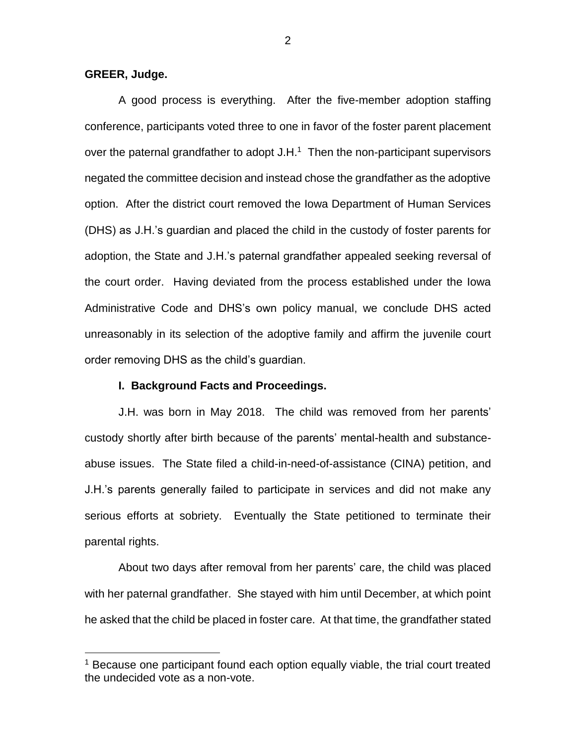**GREER, Judge.**

A good process is everything. After the five-member adoption staffing conference, participants voted three to one in favor of the foster parent placement over the paternal grandfather to adopt J.H.[1] Then the non-participant supervisors negated the committee decision and instead chose the grandfather as the adoptive option. After the district court removed the Iowa Department of Human Services (DHS) as J.H.'s guardian and placed the child in the custody of foster parents for adoption, the State and J.H.'s paternal grandfather appealed seeking reversal of the court order. Having deviated from the process established under the Iowa Administrative Code and DHS's own policy manual, we conclude DHS acted unreasonably in its selection of the adoptive family and affirm the juvenile court order removing DHS as the child's guardian.

## I. Background Facts and Proceedings.

J.H. was born in May 2018. The child was removed from her parents' custody shortly after birth because of the parents' mental-health and substance-abuse issues. The State filed a child-in-need-of-assistance (CINA) petition, and J.H.'s parents generally failed to participate in services and did not make any serious efforts at sobriety. Eventually the State petitioned to terminate their parental rights.

About two days after removal from her parents' care, the child was placed with her paternal grandfather. She stayed with him until December, at which point he asked that the child be placed in foster care. At that time, the grandfather stated

[1] Because one participant found each option equally viable, the trial court treated the undecided vote as a non-vote.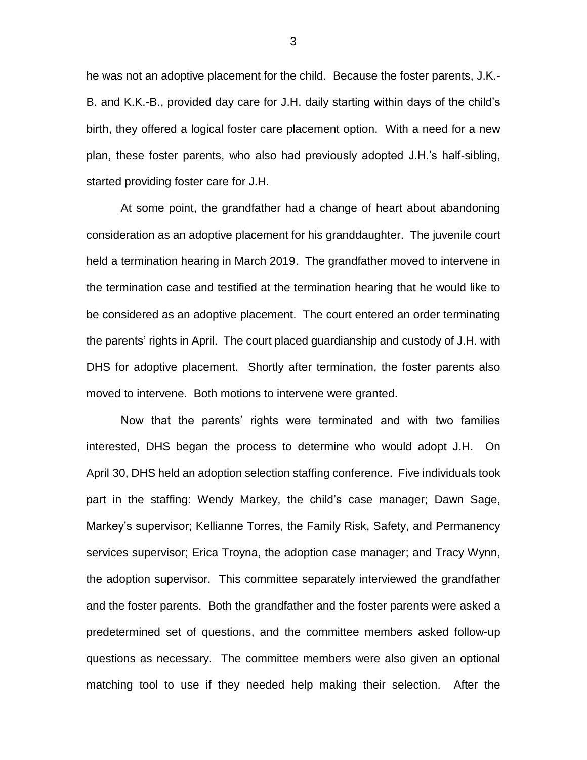he was not an adoptive placement for the child. Because the foster parents, J.K.-B. and K.K.-B., provided day care for J.H. daily starting within days of the child's birth, they offered a logical foster care placement option. With a need for a new plan, these foster parents, who also had previously adopted J.H.'s half-sibling, started providing foster care for J.H.

At some point, the grandfather had a change of heart about abandoning consideration as an adoptive placement for his granddaughter. The juvenile court held a termination hearing in March 2019. The grandfather moved to intervene in the termination case and testified at the termination hearing that he would like to be considered as an adoptive placement. The court entered an order terminating the parents' rights in April. The court placed guardianship and custody of J.H. with DHS for adoptive placement. Shortly after termination, the foster parents also moved to intervene. Both motions to intervene were granted.

Now that the parents' rights were terminated and with two families interested, DHS began the process to determine who would adopt J.H. On April 30, DHS held an adoption selection staffing conference. Five individuals took part in the staffing: Wendy Markey, the child's case manager; Dawn Sage, Markey's supervisor; Kellianne Torres, the Family Risk, Safety, and Permanency services supervisor; Erica Troyna, the adoption case manager; and Tracy Wynn, the adoption supervisor. This committee separately interviewed the grandfather and the foster parents. Both the grandfather and the foster parents were asked a predetermined set of questions, and the committee members asked follow-up questions as necessary. The committee members were also given an optional matching tool to use if they needed help making their selection. After the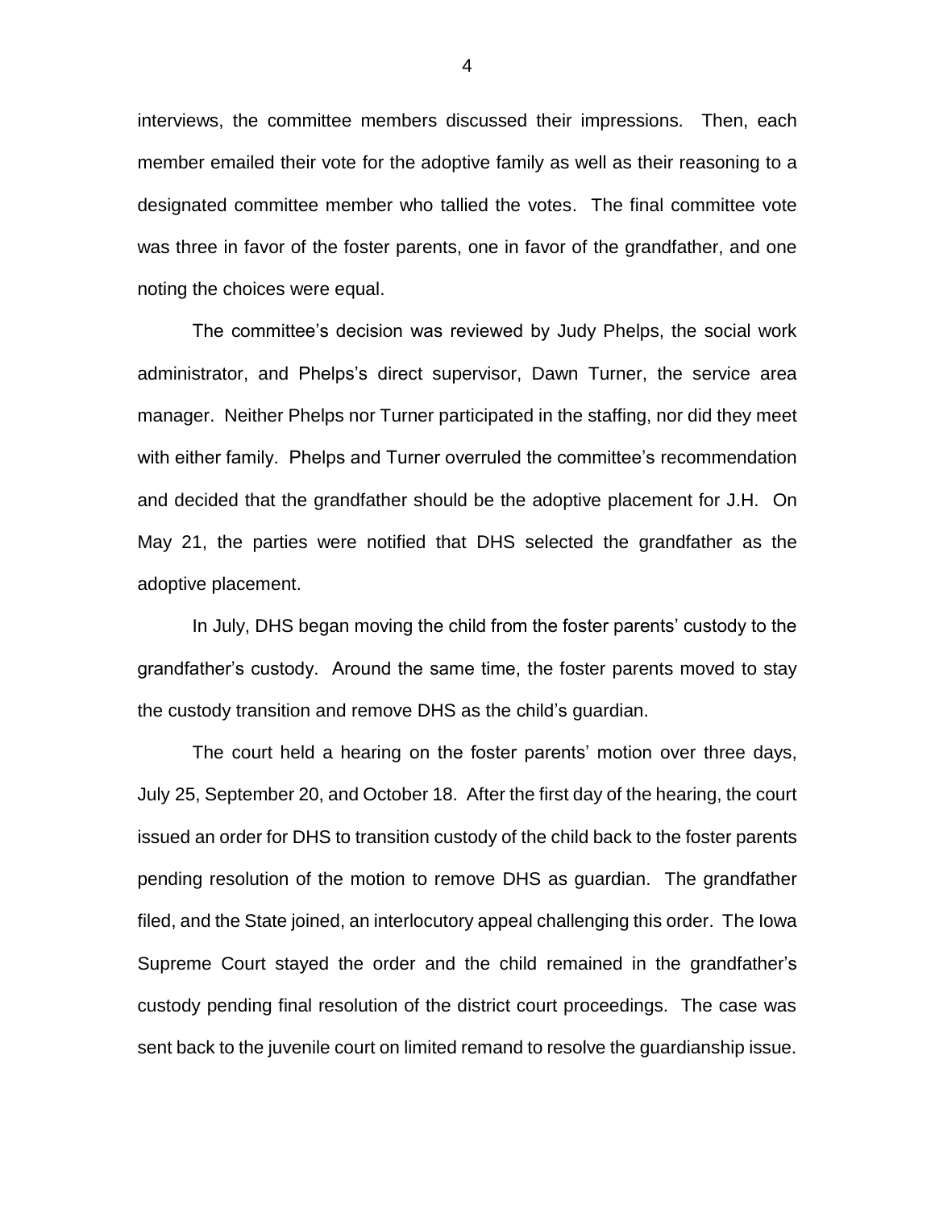interviews, the committee members discussed their impressions. Then, each member emailed their vote for the adoptive family as well as their reasoning to a designated committee member who tallied the votes. The final committee vote was three in favor of the foster parents, one in favor of the grandfather, and one noting the choices were equal.

The committee's decision was reviewed by Judy Phelps, the social work administrator, and Phelps's direct supervisor, Dawn Turner, the service area manager. Neither Phelps nor Turner participated in the staffing, nor did they meet with either family. Phelps and Turner overruled the committee's recommendation and decided that the grandfather should be the adoptive placement for J.H. On May 21, the parties were notified that DHS selected the grandfather as the adoptive placement.

In July, DHS began moving the child from the foster parents' custody to the grandfather's custody. Around the same time, the foster parents moved to stay the custody transition and remove DHS as the child's guardian.

The court held a hearing on the foster parents' motion over three days, July 25, September 20, and October 18. After the first day of the hearing, the court issued an order for DHS to transition custody of the child back to the foster parents pending resolution of the motion to remove DHS as guardian. The grandfather filed, and the State joined, an interlocutory appeal challenging this order. The Iowa Supreme Court stayed the order and the child remained in the grandfather's custody pending final resolution of the district court proceedings. The case was sent back to the juvenile court on limited remand to resolve the guardianship issue.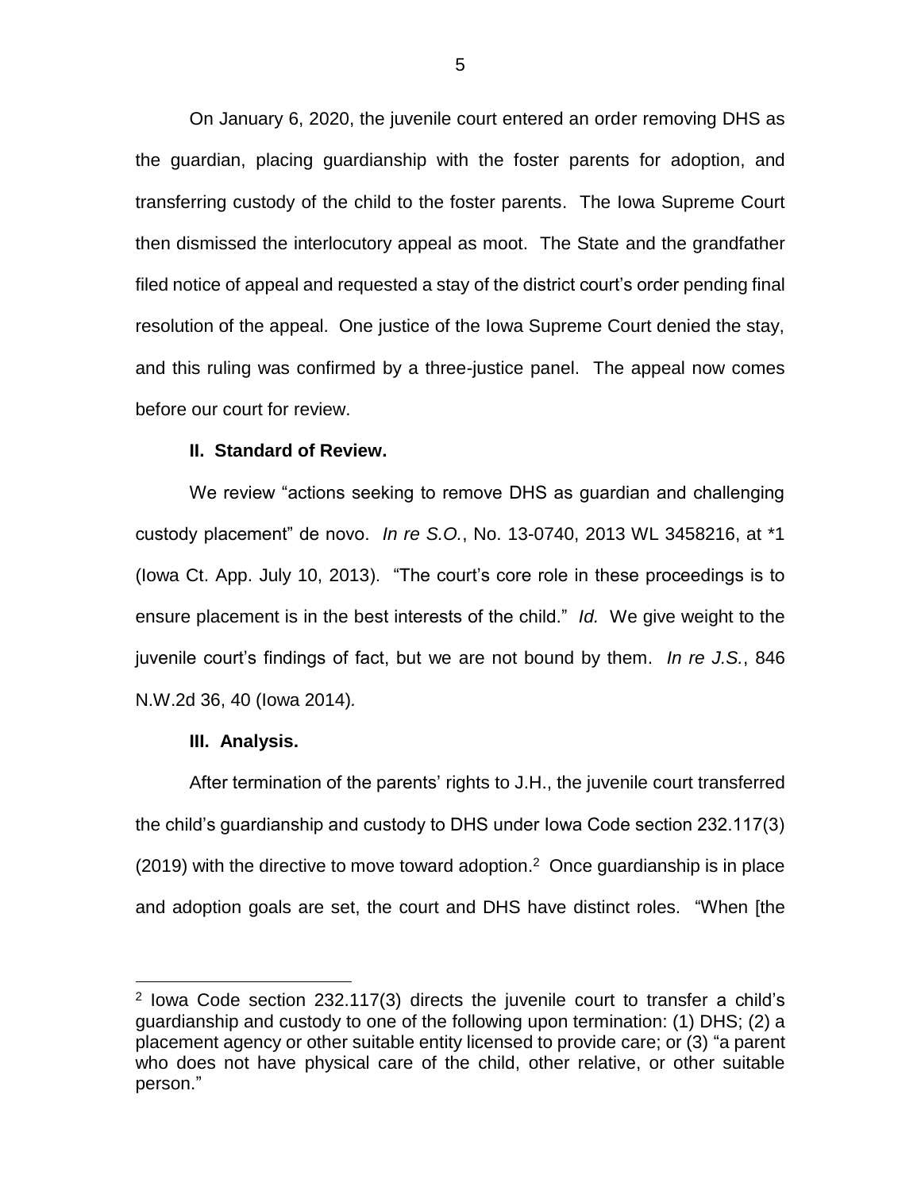On January 6, 2020, the juvenile court entered an order removing DHS as the guardian, placing guardianship with the foster parents for adoption, and transferring custody of the child to the foster parents. The Iowa Supreme Court then dismissed the interlocutory appeal as moot. The State and the grandfather filed notice of appeal and requested a stay of the district court's order pending final resolution of the appeal. One justice of the Iowa Supreme Court denied the stay, and this ruling was confirmed by a three-justice panel. The appeal now comes before our court for review.

## II. Standard of Review.

We review "actions seeking to remove DHS as guardian and challenging custody placement" de novo. *In re S.O.*, No. 13-0740, 2013 WL 3458216, at *1 (Iowa Ct. App. July 10, 2013). "The court's core role in these proceedings is to ensure placement is in the best interests of the child." *Id.* We give weight to the juvenile court's findings of fact, but we are not bound by them. *In re J.S.*, 846 N.W.2d 36, 40 (Iowa 2014).

## III. Analysis.

After termination of the parents' rights to J.H., the juvenile court transferred the child's guardianship and custody to DHS under Iowa Code section 232.117(3) (2019) with the directive to move toward adoption.[2] Once guardianship is in place and adoption goals are set, the court and DHS have distinct roles. "When [the

[2] Iowa Code section 232.117(3) directs the juvenile court to transfer a child's guardianship and custody to one of the following upon termination: (1) DHS; (2) a placement agency or other suitable entity licensed to provide care; or (3) "a parent who does not have physical care of the child, other relative, or other suitable person."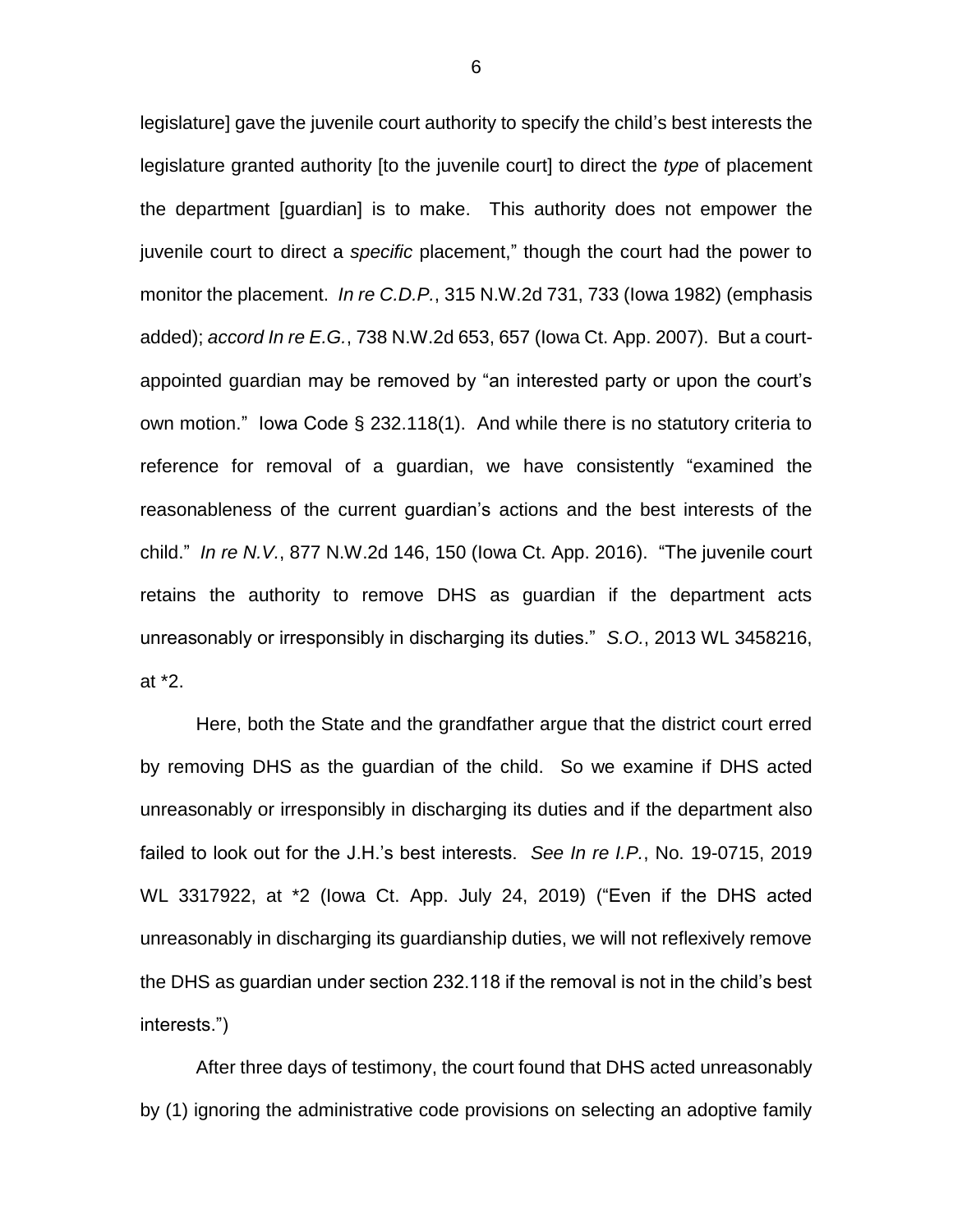legislature] gave the juvenile court authority to specify the child's best interests the legislature granted authority [to the juvenile court] to direct the *type* of placement the department [guardian] is to make. This authority does not empower the juvenile court to direct a *specific* placement," though the court had the power to monitor the placement. *In re C.D.P.*, 315 N.W.2d 731, 733 (Iowa 1982) (emphasis added); *accord In re E.G.*, 738 N.W.2d 653, 657 (Iowa Ct. App. 2007). But a court-appointed guardian may be removed by "an interested party or upon the court's own motion." Iowa Code § 232.118(1). And while there is no statutory criteria to reference for removal of a guardian, we have consistently "examined the reasonableness of the current guardian's actions and the best interests of the child." *In re N.V.*, 877 N.W.2d 146, 150 (Iowa Ct. App. 2016). "The juvenile court retains the authority to remove DHS as guardian if the department acts unreasonably or irresponsibly in discharging its duties." *S.O.*, 2013 WL 3458216, at *2.

Here, both the State and the grandfather argue that the district court erred by removing DHS as the guardian of the child. So we examine if DHS acted unreasonably or irresponsibly in discharging its duties and if the department also failed to look out for the J.H.'s best interests. *See In re I.P.*, No. 19-0715, 2019 WL 3317922, at *2 (Iowa Ct. App. July 24, 2019) ("Even if the DHS acted unreasonably in discharging its guardianship duties, we will not reflexively remove the DHS as guardian under section 232.118 if the removal is not in the child's best interests.")

After three days of testimony, the court found that DHS acted unreasonably by (1) ignoring the administrative code provisions on selecting an adoptive family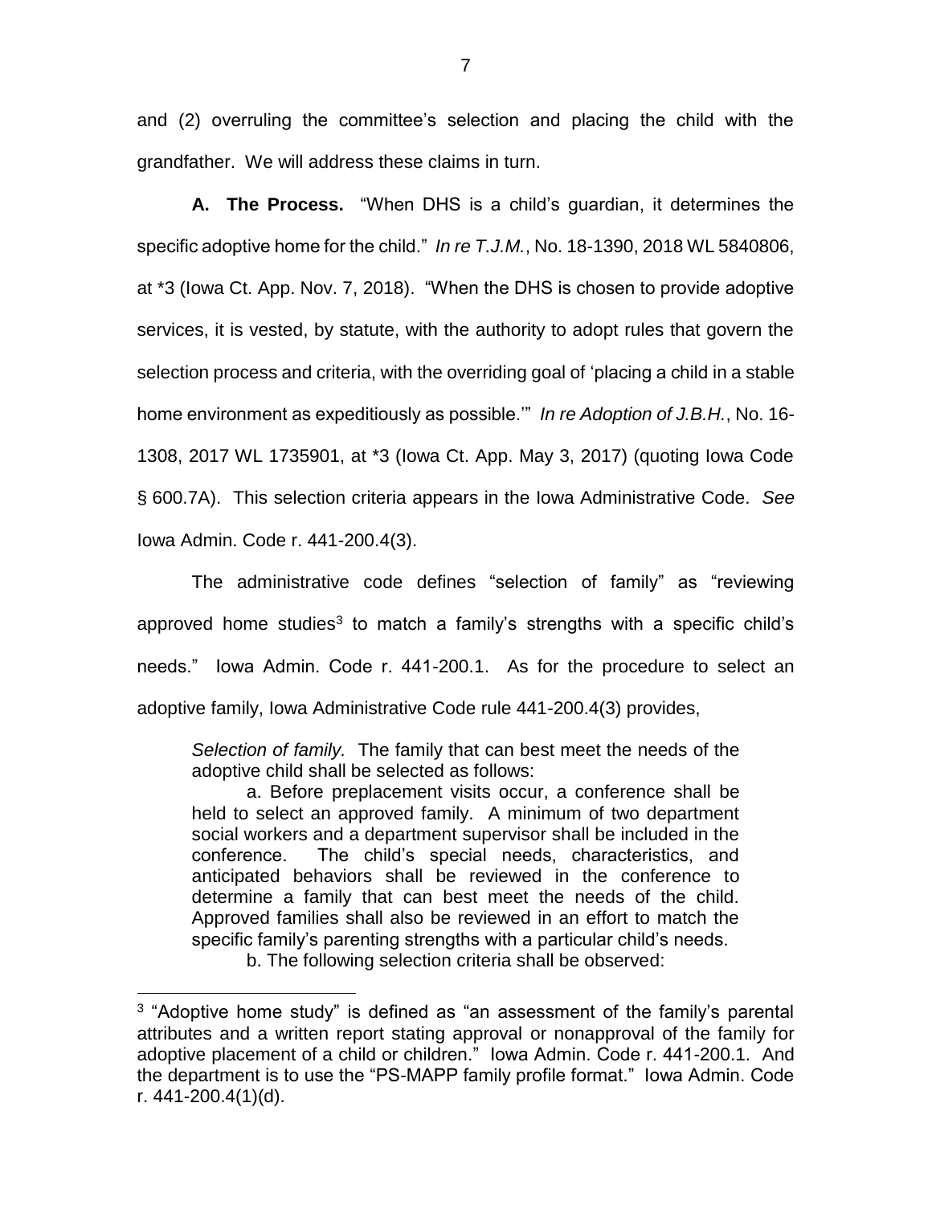and (2) overruling the committee's selection and placing the child with the grandfather. We will address these claims in turn.

**A. The Process.** "When DHS is a child's guardian, it determines the specific adoptive home for the child." *In re T.J.M.*, No. 18-1390, 2018 WL 5840806, at *3 (Iowa Ct. App. Nov. 7, 2018). "When the DHS is chosen to provide adoptive services, it is vested, by statute, with the authority to adopt rules that govern the selection process and criteria, with the overriding goal of 'placing a child in a stable home environment as expeditiously as possible.'" *In re Adoption of J.B.H.*, No. 16-1308, 2017 WL 1735901, at *3 (Iowa Ct. App. May 3, 2017) (quoting Iowa Code § 600.7A). This selection criteria appears in the Iowa Administrative Code. *See* Iowa Admin. Code r. 441-200.4(3).

The administrative code defines "selection of family" as "reviewing approved home studies[3] to match a family's strengths with a specific child's needs." Iowa Admin. Code r. 441-200.1. As for the procedure to select an adoptive family, Iowa Administrative Code rule 441-200.4(3) provides,

> *Selection of family.* The family that can best meet the needs of the adoptive child shall be selected as follows:
>
> a. Before preplacement visits occur, a conference shall be held to select an approved family. A minimum of two department social workers and a department supervisor shall be included in the conference. The child's special needs, characteristics, and anticipated behaviors shall be reviewed in the conference to determine a family that can best meet the needs of the child. Approved families shall also be reviewed in an effort to match the specific family's parenting strengths with a particular child's needs.
>
> b. The following selection criteria shall be observed:

[3] "Adoptive home study" is defined as "an assessment of the family's parental attributes and a written report stating approval or nonapproval of the family for adoptive placement of a child or children." Iowa Admin. Code r. 441-200.1. And the department is to use the "PS-MAPP family profile format." Iowa Admin. Code r. 441-200.4(1)(d).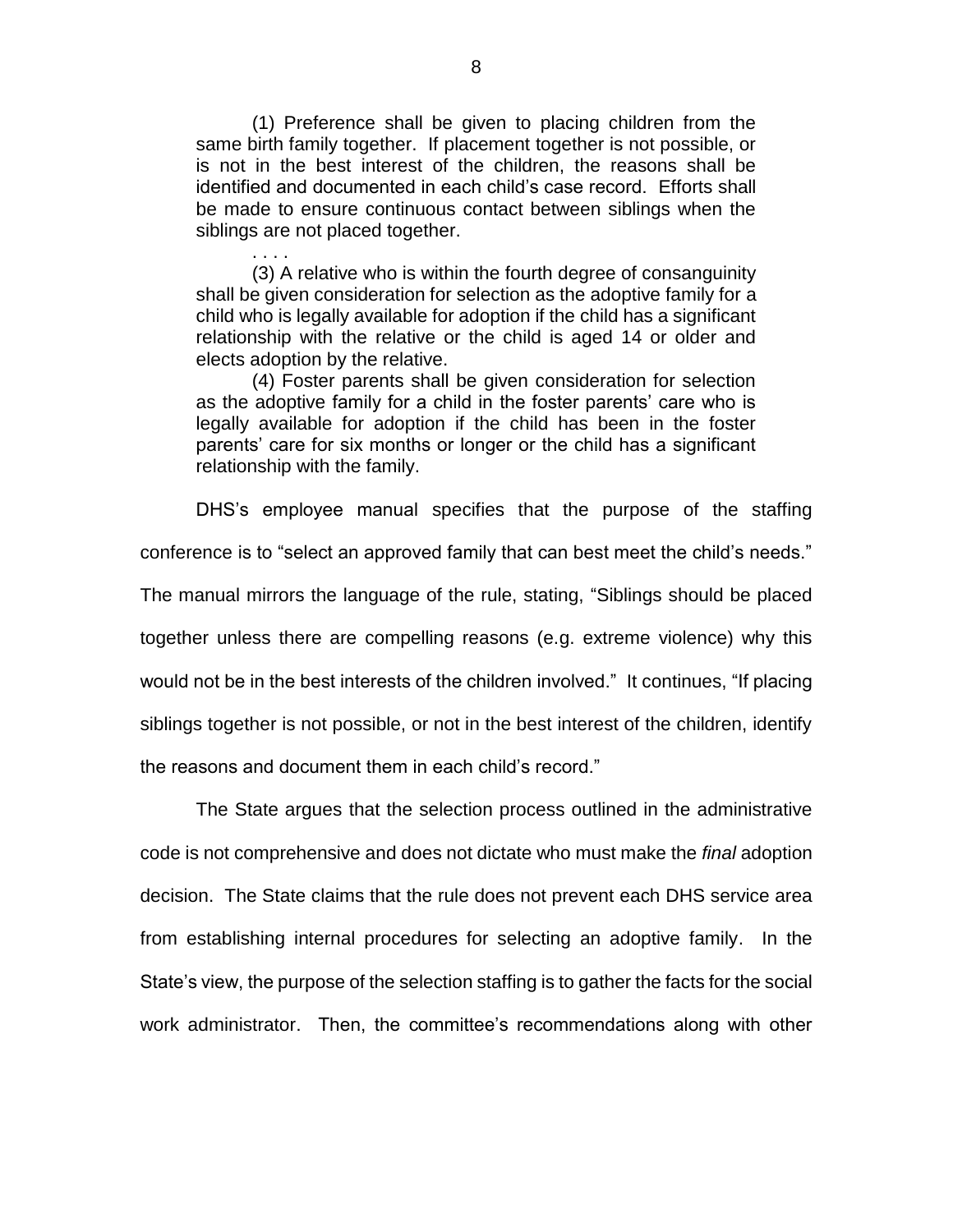> (1) Preference shall be given to placing children from the same birth family together. If placement together is not possible, or is not in the best interest of the children, the reasons shall be identified and documented in each child's case record. Efforts shall be made to ensure continuous contact between siblings when the siblings are not placed together.
>
> . . . .
>
> (3) A relative who is within the fourth degree of consanguinity shall be given consideration for selection as the adoptive family for a child who is legally available for adoption if the child has a significant relationship with the relative or the child is aged 14 or older and elects adoption by the relative.
>
> (4) Foster parents shall be given consideration for selection as the adoptive family for a child in the foster parents' care who is legally available for adoption if the child has been in the foster parents' care for six months or longer or the child has a significant relationship with the family.

DHS's employee manual specifies that the purpose of the staffing conference is to "select an approved family that can best meet the child's needs." The manual mirrors the language of the rule, stating, "Siblings should be placed together unless there are compelling reasons (e.g. extreme violence) why this would not be in the best interests of the children involved." It continues, "If placing siblings together is not possible, or not in the best interest of the children, identify the reasons and document them in each child's record."

The State argues that the selection process outlined in the administrative code is not comprehensive and does not dictate who must make the *final* adoption decision. The State claims that the rule does not prevent each DHS service area from establishing internal procedures for selecting an adoptive family. In the State's view, the purpose of the selection staffing is to gather the facts for the social work administrator. Then, the committee's recommendations along with other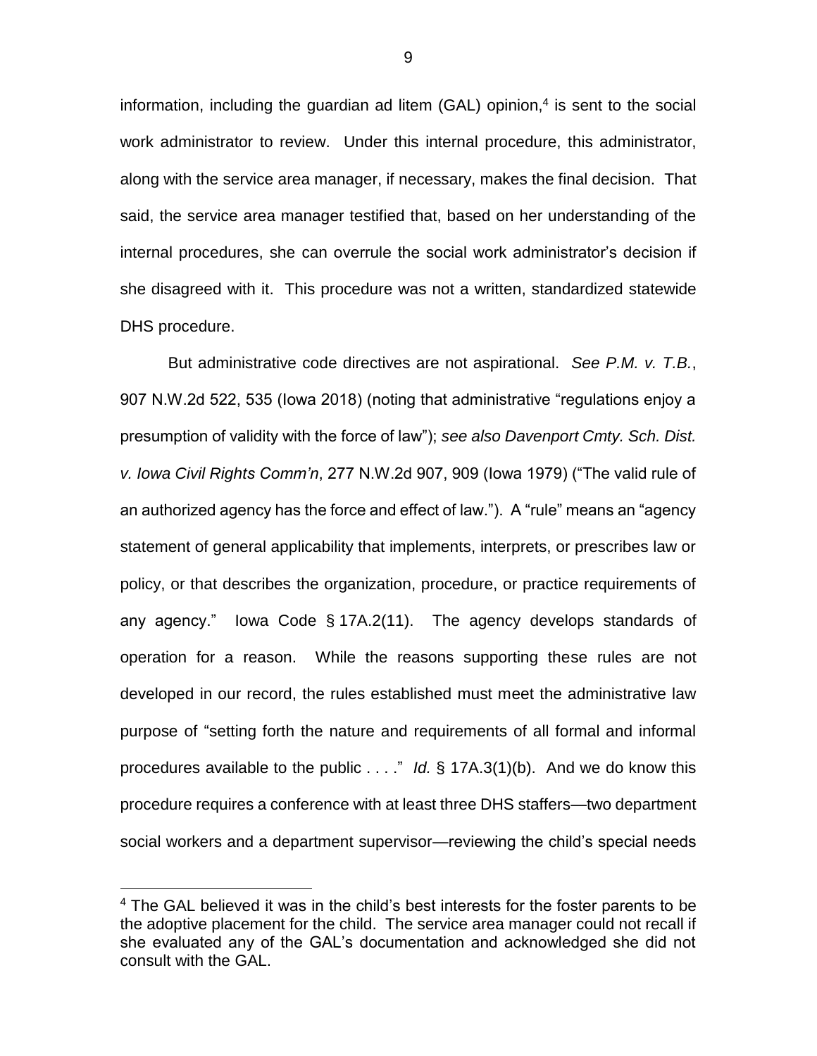information, including the guardian ad litem (GAL) opinion,[4] is sent to the social work administrator to review. Under this internal procedure, this administrator, along with the service area manager, if necessary, makes the final decision. That said, the service area manager testified that, based on her understanding of the internal procedures, she can overrule the social work administrator's decision if she disagreed with it. This procedure was not a written, standardized statewide DHS procedure.

But administrative code directives are not aspirational. *See P.M. v. T.B.*, 907 N.W.2d 522, 535 (Iowa 2018) (noting that administrative "regulations enjoy a presumption of validity with the force of law"); *see also Davenport Cmty. Sch. Dist. v. Iowa Civil Rights Comm'n*, 277 N.W.2d 907, 909 (Iowa 1979) ("The valid rule of an authorized agency has the force and effect of law."). A "rule" means an "agency statement of general applicability that implements, interprets, or prescribes law or policy, or that describes the organization, procedure, or practice requirements of any agency." Iowa Code § 17A.2(11). The agency develops standards of operation for a reason. While the reasons supporting these rules are not developed in our record, the rules established must meet the administrative law purpose of "setting forth the nature and requirements of all formal and informal procedures available to the public . . . ." *Id.* § 17A.3(1)(b). And we do know this procedure requires a conference with at least three DHS staffers—two department social workers and a department supervisor—reviewing the child's special needs

[4] The GAL believed it was in the child's best interests for the foster parents to be the adoptive placement for the child. The service area manager could not recall if she evaluated any of the GAL's documentation and acknowledged she did not consult with the GAL.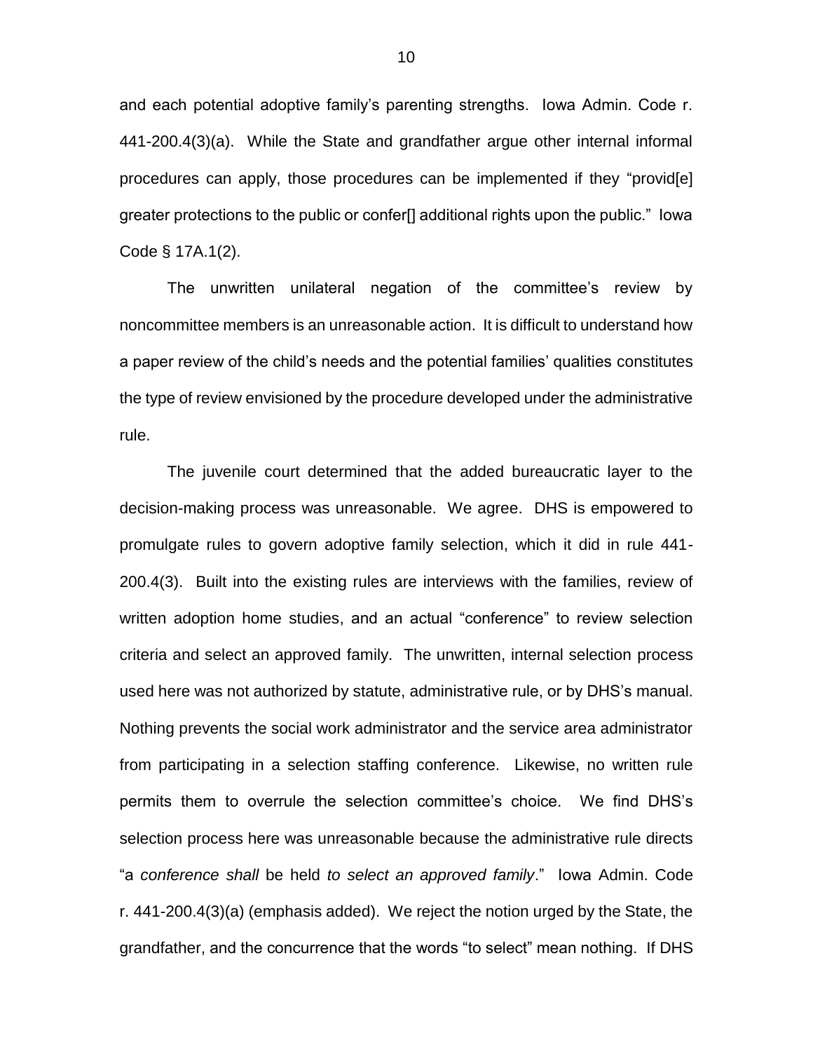and each potential adoptive family's parenting strengths. Iowa Admin. Code r. 441-200.4(3)(a). While the State and grandfather argue other internal informal procedures can apply, those procedures can be implemented if they "provid[e] greater protections to the public or confer[] additional rights upon the public." Iowa Code § 17A.1(2).

The unwritten unilateral negation of the committee's review by noncommittee members is an unreasonable action. It is difficult to understand how a paper review of the child's needs and the potential families' qualities constitutes the type of review envisioned by the procedure developed under the administrative rule.

The juvenile court determined that the added bureaucratic layer to the decision-making process was unreasonable. We agree. DHS is empowered to promulgate rules to govern adoptive family selection, which it did in rule 441-200.4(3). Built into the existing rules are interviews with the families, review of written adoption home studies, and an actual "conference" to review selection criteria and select an approved family. The unwritten, internal selection process used here was not authorized by statute, administrative rule, or by DHS's manual. Nothing prevents the social work administrator and the service area administrator from participating in a selection staffing conference. Likewise, no written rule permits them to overrule the selection committee's choice. We find DHS's selection process here was unreasonable because the administrative rule directs "a *conference shall* be held *to select an approved family*." Iowa Admin. Code r. 441-200.4(3)(a) (emphasis added). We reject the notion urged by the State, the grandfather, and the concurrence that the words "to select" mean nothing. If DHS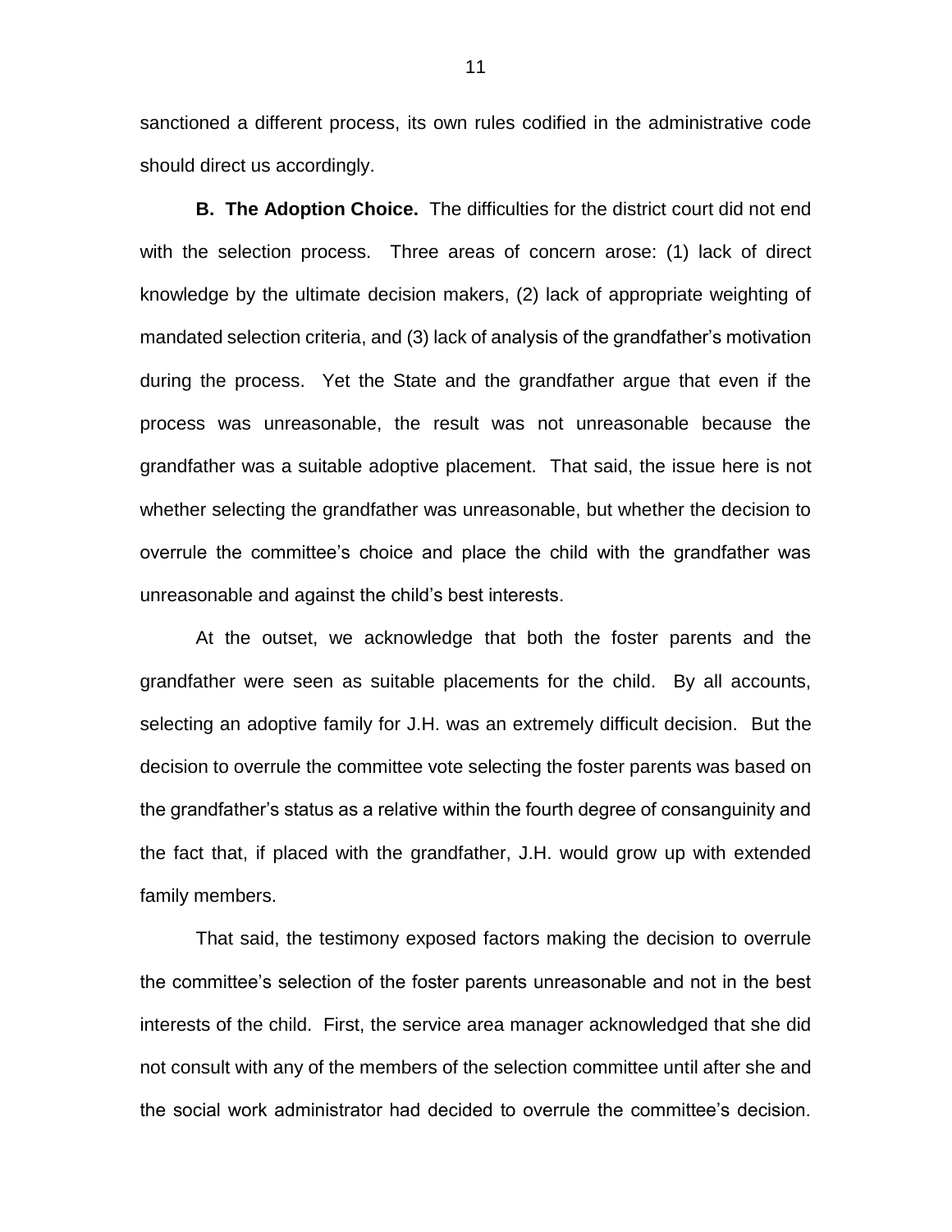sanctioned a different process, its own rules codified in the administrative code should direct us accordingly.

**B. The Adoption Choice.** The difficulties for the district court did not end with the selection process. Three areas of concern arose: (1) lack of direct knowledge by the ultimate decision makers, (2) lack of appropriate weighting of mandated selection criteria, and (3) lack of analysis of the grandfather's motivation during the process. Yet the State and the grandfather argue that even if the process was unreasonable, the result was not unreasonable because the grandfather was a suitable adoptive placement. That said, the issue here is not whether selecting the grandfather was unreasonable, but whether the decision to overrule the committee's choice and place the child with the grandfather was unreasonable and against the child's best interests.

At the outset, we acknowledge that both the foster parents and the grandfather were seen as suitable placements for the child. By all accounts, selecting an adoptive family for J.H. was an extremely difficult decision. But the decision to overrule the committee vote selecting the foster parents was based on the grandfather's status as a relative within the fourth degree of consanguinity and the fact that, if placed with the grandfather, J.H. would grow up with extended family members.

That said, the testimony exposed factors making the decision to overrule the committee's selection of the foster parents unreasonable and not in the best interests of the child. First, the service area manager acknowledged that she did not consult with any of the members of the selection committee until after she and the social work administrator had decided to overrule the committee's decision.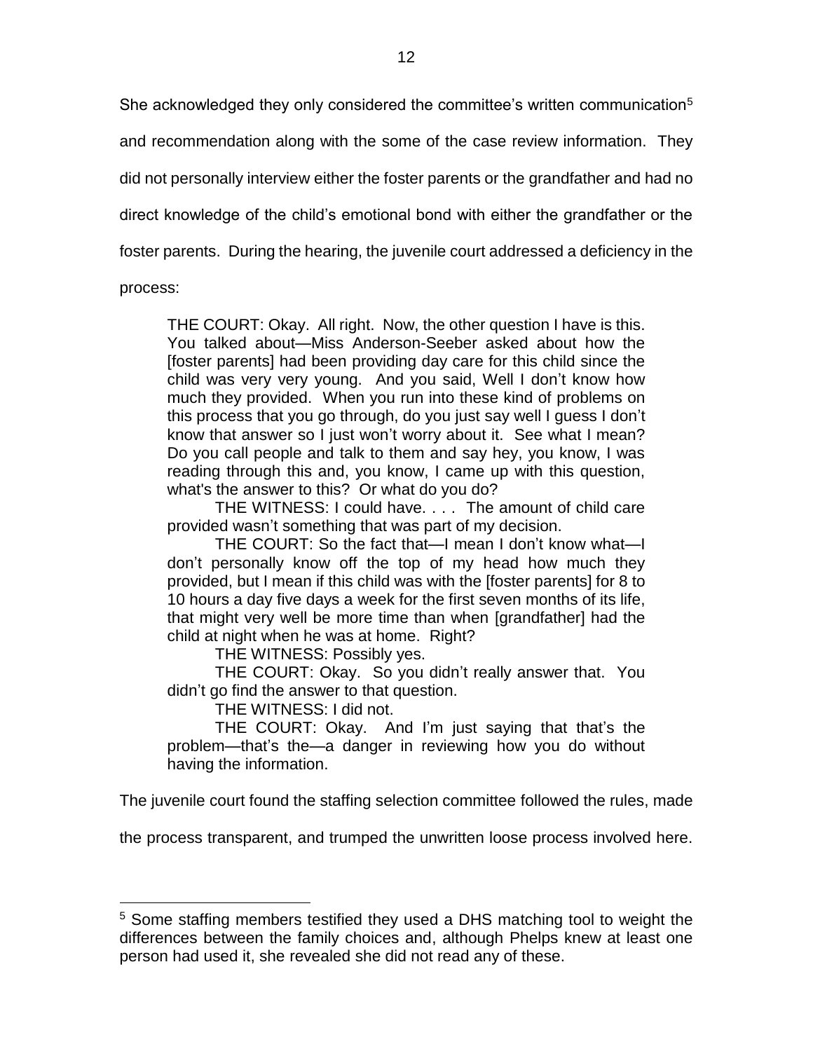She acknowledged they only considered the committee's written communication[5] and recommendation along with the some of the case review information. They did not personally interview either the foster parents or the grandfather and had no direct knowledge of the child's emotional bond with either the grandfather or the foster parents. During the hearing, the juvenile court addressed a deficiency in the process:

> THE COURT: Okay. All right. Now, the other question I have is this. You talked about—Miss Anderson-Seeber asked about how the [foster parents] had been providing day care for this child since the child was very very young. And you said, Well I don't know how much they provided. When you run into these kind of problems on this process that you go through, do you just say well I guess I don't know that answer so I just won't worry about it. See what I mean? Do you call people and talk to them and say hey, you know, I was reading through this and, you know, I came up with this question, what's the answer to this? Or what do you do?
>
> THE WITNESS: I could have. . . . The amount of child care provided wasn't something that was part of my decision.
>
> THE COURT: So the fact that—I mean I don't know what—I don't personally know off the top of my head how much they provided, but I mean if this child was with the [foster parents] for 8 to 10 hours a day five days a week for the first seven months of its life, that might very well be more time than when [grandfather] had the child at night when he was at home. Right?
>
> THE WITNESS: Possibly yes.
>
> THE COURT: Okay. So you didn't really answer that. You didn't go find the answer to that question.
>
> THE WITNESS: I did not.
>
> THE COURT: Okay. And I'm just saying that that's the problem—that's the—a danger in reviewing how you do without having the information.

The juvenile court found the staffing selection committee followed the rules, made the process transparent, and trumped the unwritten loose process involved here.

[5] Some staffing members testified they used a DHS matching tool to weight the differences between the family choices and, although Phelps knew at least one person had used it, she revealed she did not read any of these.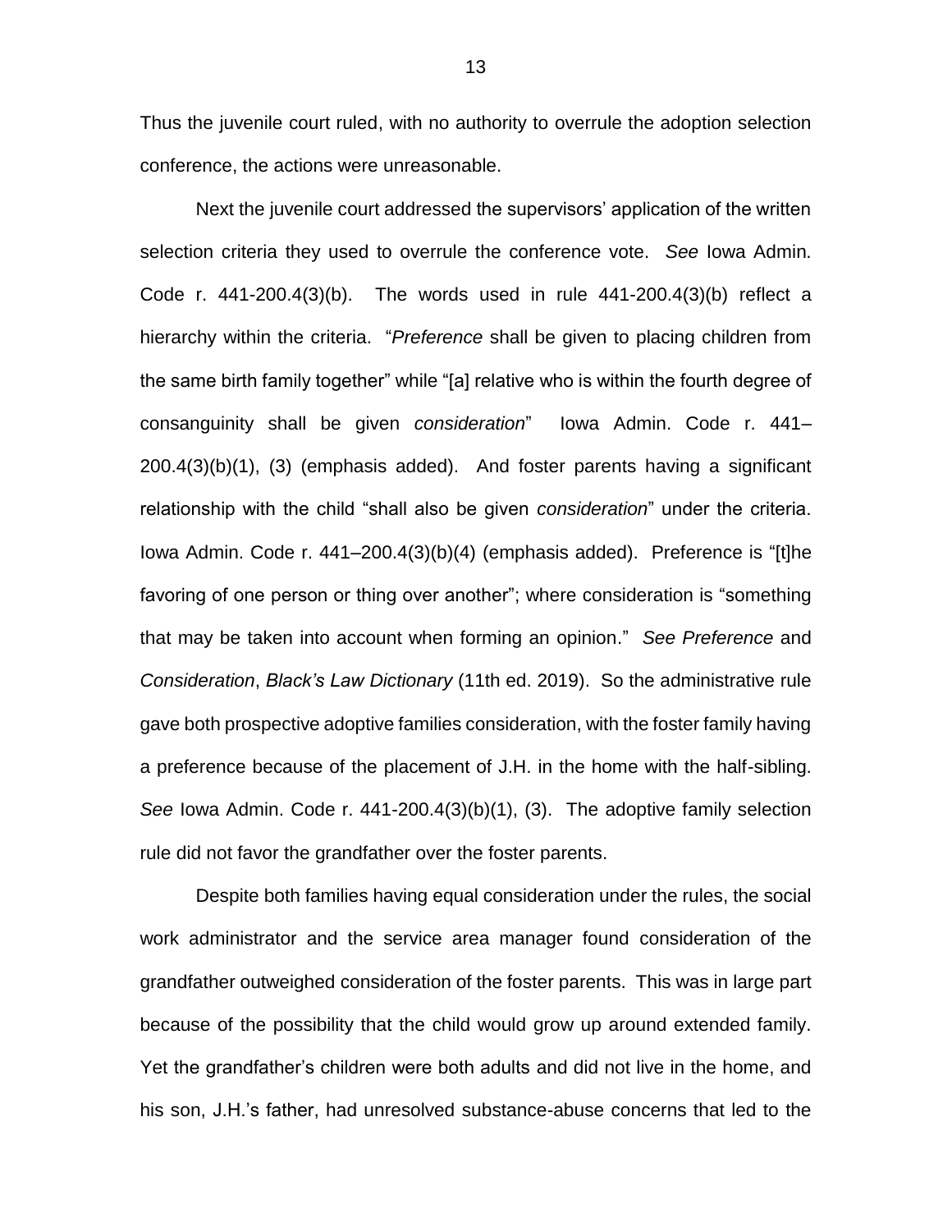Thus the juvenile court ruled, with no authority to overrule the adoption selection conference, the actions were unreasonable.

Next the juvenile court addressed the supervisors' application of the written selection criteria they used to overrule the conference vote. *See* Iowa Admin. Code r. 441-200.4(3)(b). The words used in rule 441-200.4(3)(b) reflect a hierarchy within the criteria. "*Preference* shall be given to placing children from the same birth family together" while "[a] relative who is within the fourth degree of consanguinity shall be given *consideration*" Iowa Admin. Code r. 441–200.4(3)(b)(1), (3) (emphasis added). And foster parents having a significant relationship with the child "shall also be given *consideration*" under the criteria. Iowa Admin. Code r. 441–200.4(3)(b)(4) (emphasis added). Preference is "[t]he favoring of one person or thing over another"; where consideration is "something that may be taken into account when forming an opinion." *See Preference* and *Consideration*, *Black's Law Dictionary* (11th ed. 2019). So the administrative rule gave both prospective adoptive families consideration, with the foster family having a preference because of the placement of J.H. in the home with the half-sibling. *See* Iowa Admin. Code r. 441-200.4(3)(b)(1), (3). The adoptive family selection rule did not favor the grandfather over the foster parents.

Despite both families having equal consideration under the rules, the social work administrator and the service area manager found consideration of the grandfather outweighed consideration of the foster parents. This was in large part because of the possibility that the child would grow up around extended family. Yet the grandfather's children were both adults and did not live in the home, and his son, J.H.'s father, had unresolved substance-abuse concerns that led to the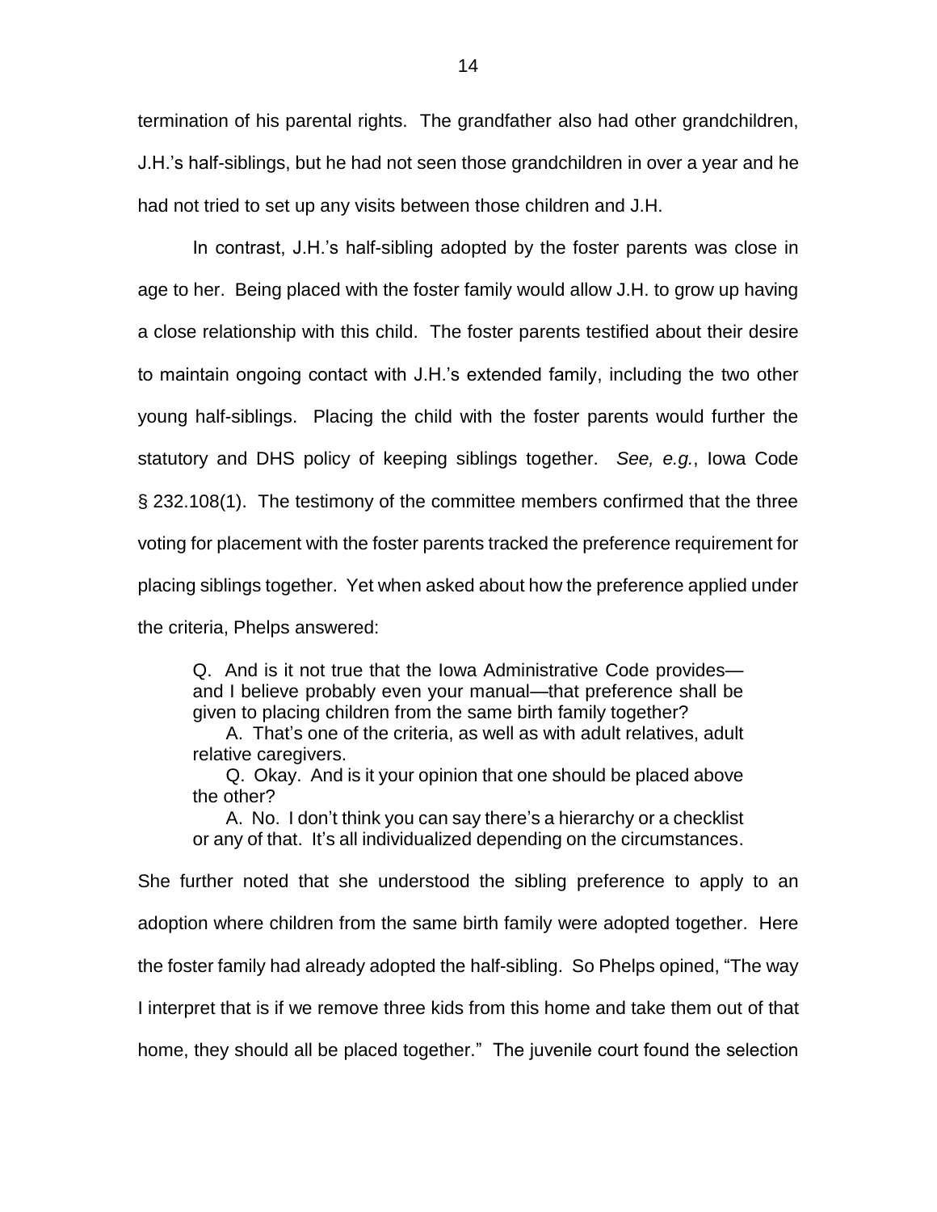termination of his parental rights. The grandfather also had other grandchildren, J.H.'s half-siblings, but he had not seen those grandchildren in over a year and he had not tried to set up any visits between those children and J.H.

In contrast, J.H.'s half-sibling adopted by the foster parents was close in age to her. Being placed with the foster family would allow J.H. to grow up having a close relationship with this child. The foster parents testified about their desire to maintain ongoing contact with J.H.'s extended family, including the two other young half-siblings. Placing the child with the foster parents would further the statutory and DHS policy of keeping siblings together. *See, e.g.*, Iowa Code § 232.108(1). The testimony of the committee members confirmed that the three voting for placement with the foster parents tracked the preference requirement for placing siblings together. Yet when asked about how the preference applied under the criteria, Phelps answered:

> Q. And is it not true that the Iowa Administrative Code provides—and I believe probably even your manual—that preference shall be given to placing children from the same birth family together?
>
> A. That's one of the criteria, as well as with adult relatives, adult relative caregivers.
>
> Q. Okay. And is it your opinion that one should be placed above the other?
>
> A. No. I don't think you can say there's a hierarchy or a checklist or any of that. It's all individualized depending on the circumstances.

She further noted that she understood the sibling preference to apply to an adoption where children from the same birth family were adopted together. Here the foster family had already adopted the half-sibling. So Phelps opined, "The way I interpret that is if we remove three kids from this home and take them out of that home, they should all be placed together." The juvenile court found the selection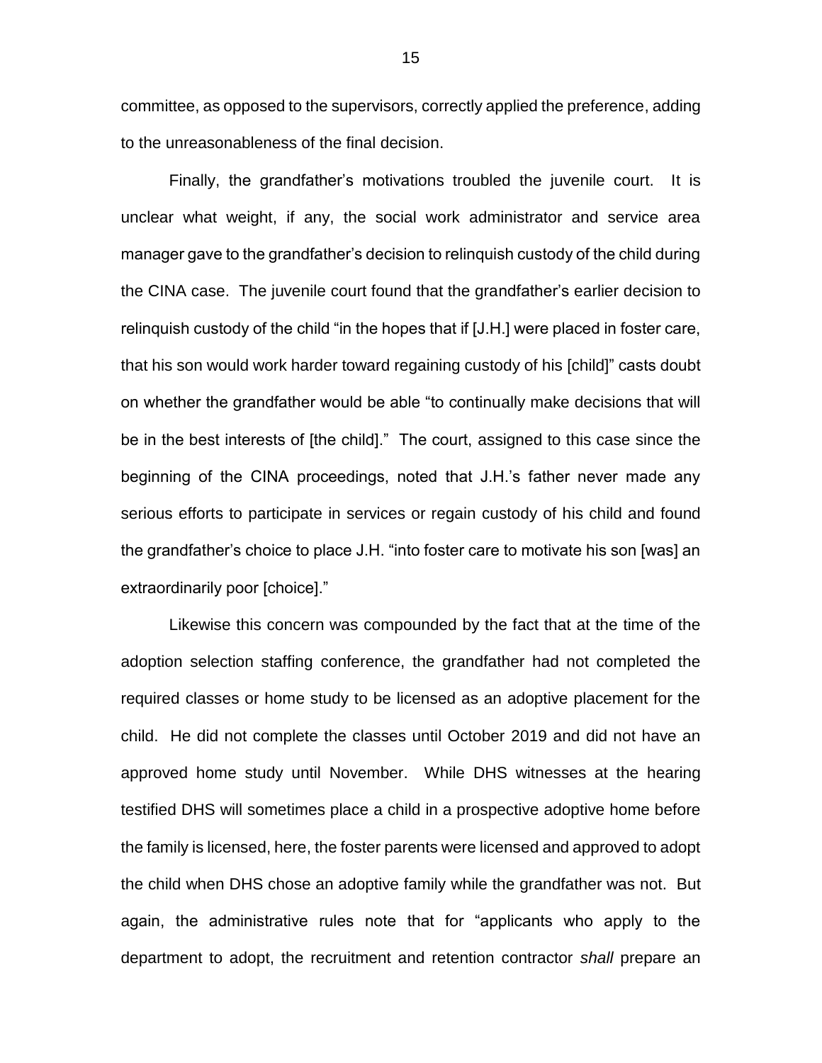committee, as opposed to the supervisors, correctly applied the preference, adding to the unreasonableness of the final decision.

Finally, the grandfather's motivations troubled the juvenile court. It is unclear what weight, if any, the social work administrator and service area manager gave to the grandfather's decision to relinquish custody of the child during the CINA case. The juvenile court found that the grandfather's earlier decision to relinquish custody of the child "in the hopes that if [J.H.] were placed in foster care, that his son would work harder toward regaining custody of his [child]" casts doubt on whether the grandfather would be able "to continually make decisions that will be in the best interests of [the child]." The court, assigned to this case since the beginning of the CINA proceedings, noted that J.H.'s father never made any serious efforts to participate in services or regain custody of his child and found the grandfather's choice to place J.H. "into foster care to motivate his son [was] an extraordinarily poor [choice]."

Likewise this concern was compounded by the fact that at the time of the adoption selection staffing conference, the grandfather had not completed the required classes or home study to be licensed as an adoptive placement for the child. He did not complete the classes until October 2019 and did not have an approved home study until November. While DHS witnesses at the hearing testified DHS will sometimes place a child in a prospective adoptive home before the family is licensed, here, the foster parents were licensed and approved to adopt the child when DHS chose an adoptive family while the grandfather was not. But again, the administrative rules note that for "applicants who apply to the department to adopt, the recruitment and retention contractor *shall* prepare an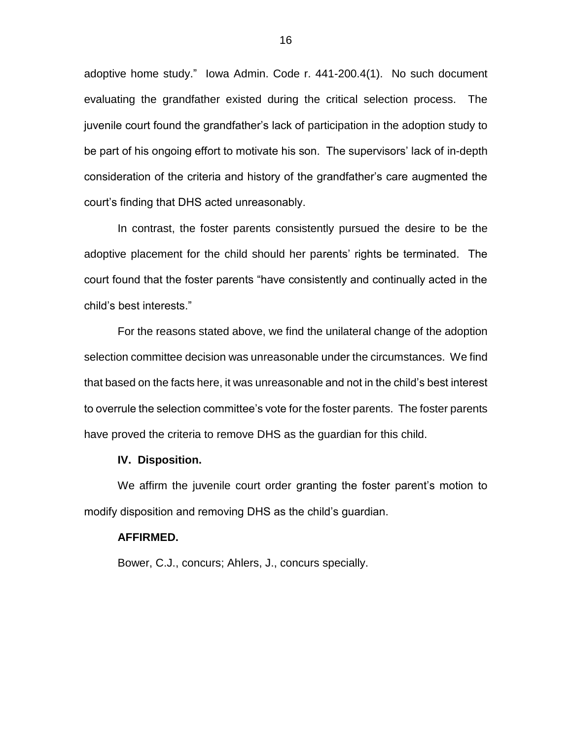adoptive home study." Iowa Admin. Code r. 441-200.4(1). No such document evaluating the grandfather existed during the critical selection process. The juvenile court found the grandfather's lack of participation in the adoption study to be part of his ongoing effort to motivate his son. The supervisors' lack of in-depth consideration of the criteria and history of the grandfather's care augmented the court's finding that DHS acted unreasonably.

In contrast, the foster parents consistently pursued the desire to be the adoptive placement for the child should her parents' rights be terminated. The court found that the foster parents "have consistently and continually acted in the child's best interests."

For the reasons stated above, we find the unilateral change of the adoption selection committee decision was unreasonable under the circumstances. We find that based on the facts here, it was unreasonable and not in the child's best interest to overrule the selection committee's vote for the foster parents. The foster parents have proved the criteria to remove DHS as the guardian for this child.

**IV. Disposition.**

We affirm the juvenile court order granting the foster parent's motion to modify disposition and removing DHS as the child's guardian.

**AFFIRMED.**

Bower, C.J., concurs; Ahlers, J., concurs specially.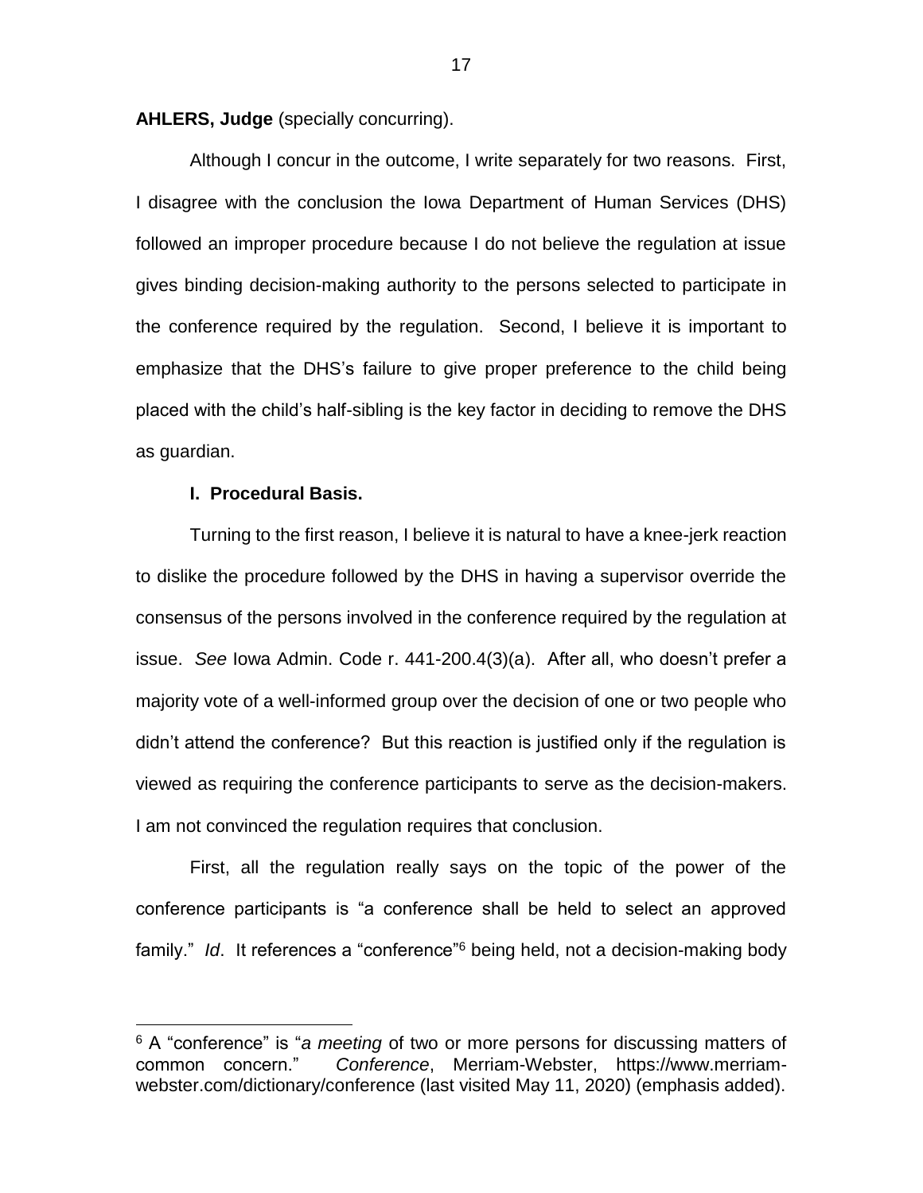**AHLERS, Judge** (specially concurring).

Although I concur in the outcome, I write separately for two reasons. First, I disagree with the conclusion the Iowa Department of Human Services (DHS) followed an improper procedure because I do not believe the regulation at issue gives binding decision-making authority to the persons selected to participate in the conference required by the regulation. Second, I believe it is important to emphasize that the DHS's failure to give proper preference to the child being placed with the child's half-sibling is the key factor in deciding to remove the DHS as guardian.

**I. Procedural Basis.**

Turning to the first reason, I believe it is natural to have a knee-jerk reaction to dislike the procedure followed by the DHS in having a supervisor override the consensus of the persons involved in the conference required by the regulation at issue. *See* Iowa Admin. Code r. 441-200.4(3)(a). After all, who doesn't prefer a majority vote of a well-informed group over the decision of one or two people who didn't attend the conference? But this reaction is justified only if the regulation is viewed as requiring the conference participants to serve as the decision-makers. I am not convinced the regulation requires that conclusion.

First, all the regulation really says on the topic of the power of the conference participants is "a conference shall be held to select an approved family." *Id*. It references a "conference"[6] being held, not a decision-making body

[6] A "conference" is "*a meeting* of two or more persons for discussing matters of common concern." *Conference*, Merriam-Webster, https://www.merriam-webster.com/dictionary/conference (last visited May 11, 2020) (emphasis added).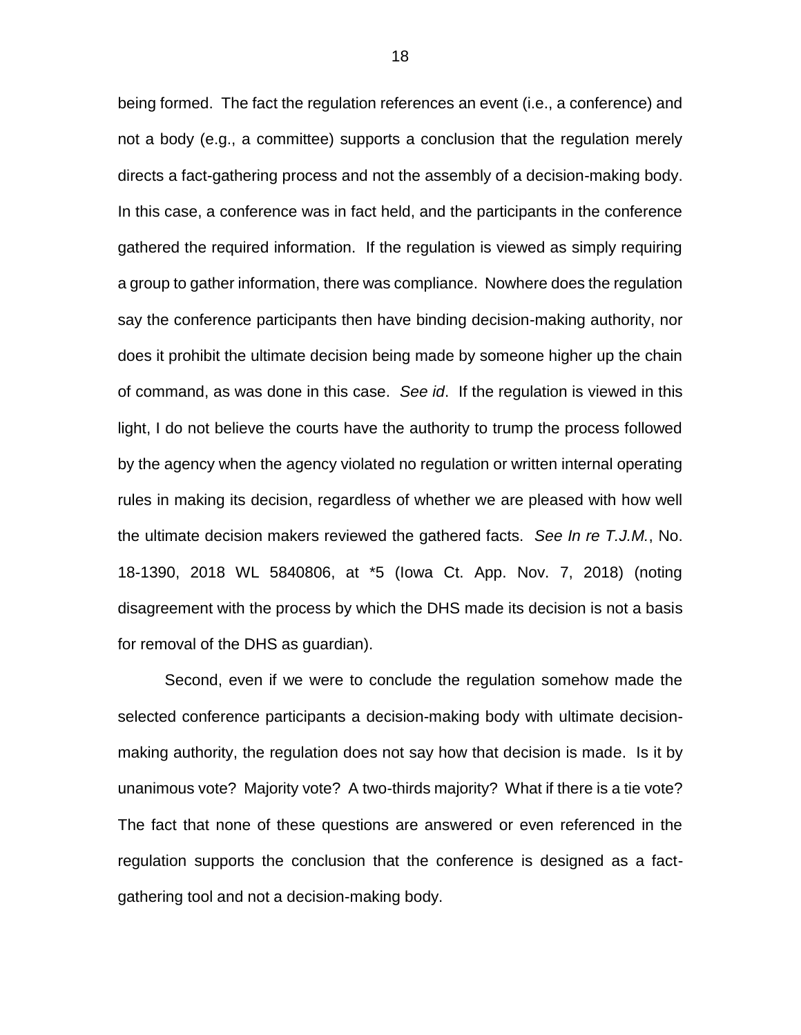being formed. The fact the regulation references an event (i.e., a conference) and not a body (e.g., a committee) supports a conclusion that the regulation merely directs a fact-gathering process and not the assembly of a decision-making body. In this case, a conference was in fact held, and the participants in the conference gathered the required information. If the regulation is viewed as simply requiring a group to gather information, there was compliance. Nowhere does the regulation say the conference participants then have binding decision-making authority, nor does it prohibit the ultimate decision being made by someone higher up the chain of command, as was done in this case. *See id*. If the regulation is viewed in this light, I do not believe the courts have the authority to trump the process followed by the agency when the agency violated no regulation or written internal operating rules in making its decision, regardless of whether we are pleased with how well the ultimate decision makers reviewed the gathered facts. *See In re T.J.M.*, No. 18-1390, 2018 WL 5840806, at *5 (Iowa Ct. App. Nov. 7, 2018) (noting disagreement with the process by which the DHS made its decision is not a basis for removal of the DHS as guardian).

Second, even if we were to conclude the regulation somehow made the selected conference participants a decision-making body with ultimate decision-making authority, the regulation does not say how that decision is made. Is it by unanimous vote? Majority vote? A two-thirds majority? What if there is a tie vote? The fact that none of these questions are answered or even referenced in the regulation supports the conclusion that the conference is designed as a fact-gathering tool and not a decision-making body.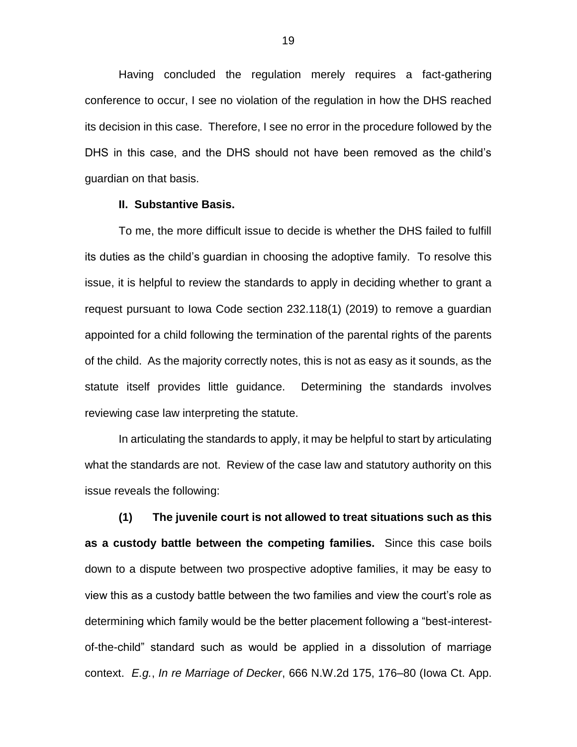Having concluded the regulation merely requires a fact-gathering conference to occur, I see no violation of the regulation in how the DHS reached its decision in this case. Therefore, I see no error in the procedure followed by the DHS in this case, and the DHS should not have been removed as the child's guardian on that basis.

**II. Substantive Basis.**

To me, the more difficult issue to decide is whether the DHS failed to fulfill its duties as the child's guardian in choosing the adoptive family. To resolve this issue, it is helpful to review the standards to apply in deciding whether to grant a request pursuant to Iowa Code section 232.118(1) (2019) to remove a guardian appointed for a child following the termination of the parental rights of the parents of the child. As the majority correctly notes, this is not as easy as it sounds, as the statute itself provides little guidance. Determining the standards involves reviewing case law interpreting the statute.

In articulating the standards to apply, it may be helpful to start by articulating what the standards are not. Review of the case law and statutory authority on this issue reveals the following:

**(1) The juvenile court is not allowed to treat situations such as this as a custody battle between the competing families.** Since this case boils down to a dispute between two prospective adoptive families, it may be easy to view this as a custody battle between the two families and view the court's role as determining which family would be the better placement following a "best-interest-of-the-child" standard such as would be applied in a dissolution of marriage context. *E.g.*, *In re Marriage of Decker*, 666 N.W.2d 175, 176–80 (Iowa Ct. App.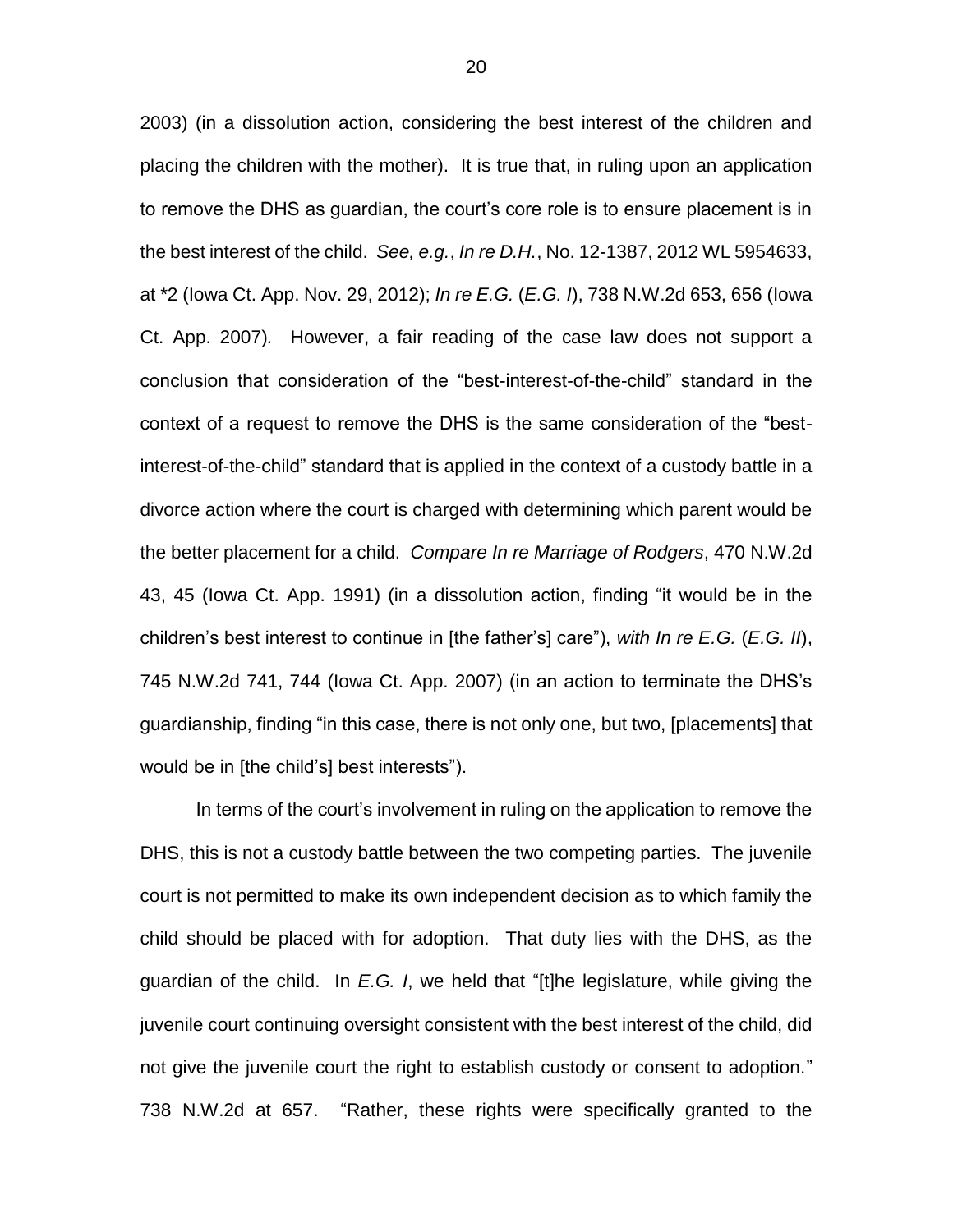2003) (in a dissolution action, considering the best interest of the children and placing the children with the mother). It is true that, in ruling upon an application to remove the DHS as guardian, the court's core role is to ensure placement is in the best interest of the child. *See, e.g.*, *In re D.H.*, No. 12-1387, 2012 WL 5954633, at *2 (Iowa Ct. App. Nov. 29, 2012); *In re E.G.* (*E.G. I*), 738 N.W.2d 653, 656 (Iowa Ct. App. 2007). However, a fair reading of the case law does not support a conclusion that consideration of the "best-interest-of-the-child" standard in the context of a request to remove the DHS is the same consideration of the "best-interest-of-the-child" standard that is applied in the context of a custody battle in a divorce action where the court is charged with determining which parent would be the better placement for a child. *Compare In re Marriage of Rodgers*, 470 N.W.2d 43, 45 (Iowa Ct. App. 1991) (in a dissolution action, finding "it would be in the children's best interest to continue in [the father's] care"), *with In re E.G.* (*E.G. II*), 745 N.W.2d 741, 744 (Iowa Ct. App. 2007) (in an action to terminate the DHS's guardianship, finding "in this case, there is not only one, but two, [placements] that would be in [the child's] best interests").

In terms of the court's involvement in ruling on the application to remove the DHS, this is not a custody battle between the two competing parties. The juvenile court is not permitted to make its own independent decision as to which family the child should be placed with for adoption. That duty lies with the DHS, as the guardian of the child. In *E.G. I*, we held that "[t]he legislature, while giving the juvenile court continuing oversight consistent with the best interest of the child, did not give the juvenile court the right to establish custody or consent to adoption." 738 N.W.2d at 657. "Rather, these rights were specifically granted to the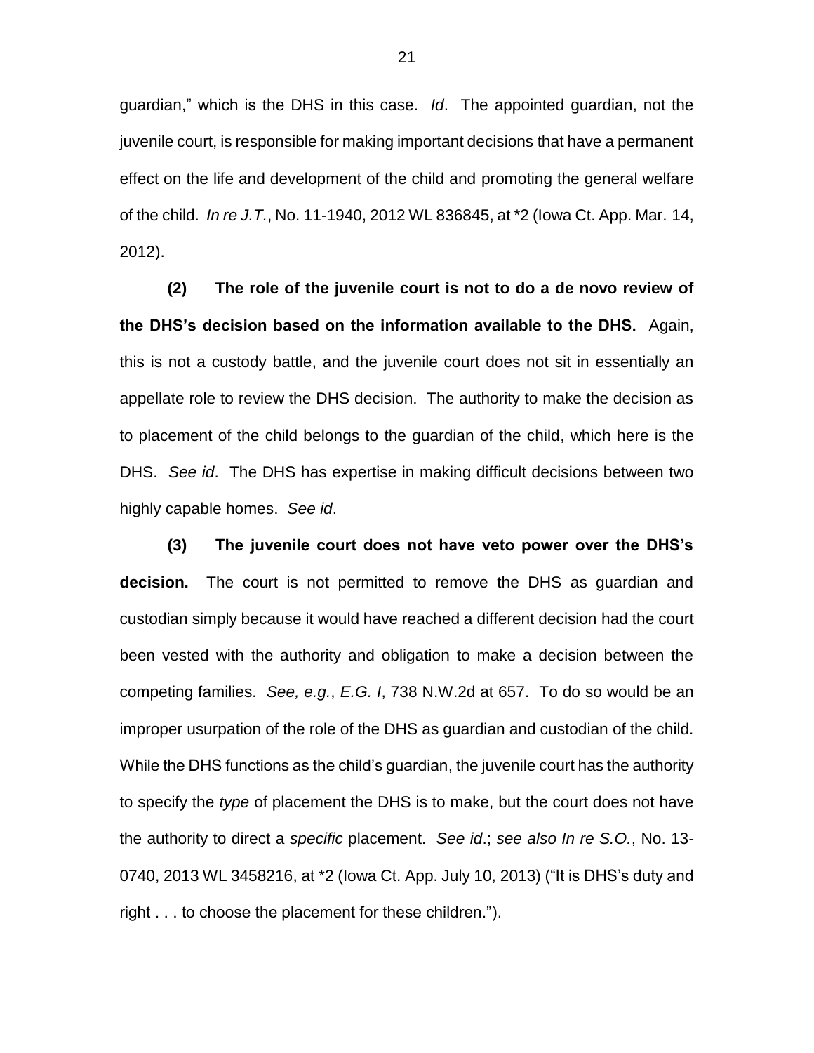guardian," which is the DHS in this case. *Id*. The appointed guardian, not the juvenile court, is responsible for making important decisions that have a permanent effect on the life and development of the child and promoting the general welfare of the child. *In re J.T.*, No. 11-1940, 2012 WL 836845, at *2 (Iowa Ct. App. Mar. 14, 2012).

**(2) The role of the juvenile court is not to do a de novo review of the DHS's decision based on the information available to the DHS.** Again, this is not a custody battle, and the juvenile court does not sit in essentially an appellate role to review the DHS decision. The authority to make the decision as to placement of the child belongs to the guardian of the child, which here is the DHS. *See id*. The DHS has expertise in making difficult decisions between two highly capable homes. *See id*.

**(3) The juvenile court does not have veto power over the DHS's decision.** The court is not permitted to remove the DHS as guardian and custodian simply because it would have reached a different decision had the court been vested with the authority and obligation to make a decision between the competing families. *See, e.g.*, *E.G. I*, 738 N.W.2d at 657. To do so would be an improper usurpation of the role of the DHS as guardian and custodian of the child. While the DHS functions as the child's guardian, the juvenile court has the authority to specify the *type* of placement the DHS is to make, but the court does not have the authority to direct a *specific* placement. *See id*.; *see also In re S.O.*, No. 13-0740, 2013 WL 3458216, at *2 (Iowa Ct. App. July 10, 2013) ("It is DHS's duty and right . . . to choose the placement for these children.").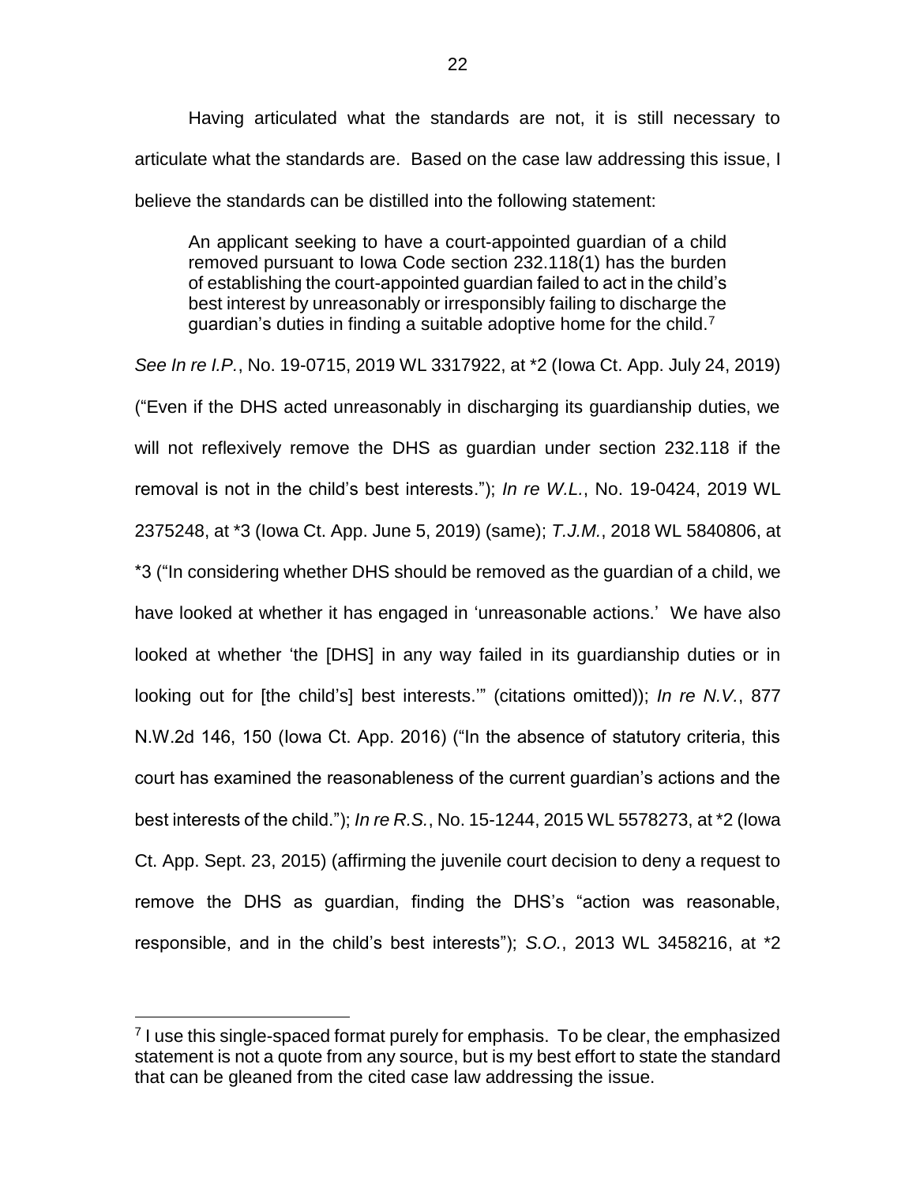Having articulated what the standards are not, it is still necessary to articulate what the standards are. Based on the case law addressing this issue, I believe the standards can be distilled into the following statement:

> An applicant seeking to have a court-appointed guardian of a child removed pursuant to Iowa Code section 232.118(1) has the burden of establishing the court-appointed guardian failed to act in the child's best interest by unreasonably or irresponsibly failing to discharge the guardian's duties in finding a suitable adoptive home for the child.[7]

*See In re I.P.*, No. 19-0715, 2019 WL 3317922, at *2 (Iowa Ct. App. July 24, 2019) ("Even if the DHS acted unreasonably in discharging its guardianship duties, we will not reflexively remove the DHS as guardian under section 232.118 if the removal is not in the child's best interests."); *In re W.L.*, No. 19-0424, 2019 WL 2375248, at *3 (Iowa Ct. App. June 5, 2019) (same); *T.J.M.*, 2018 WL 5840806, at *3 ("In considering whether DHS should be removed as the guardian of a child, we have looked at whether it has engaged in 'unreasonable actions.' We have also looked at whether 'the [DHS] in any way failed in its guardianship duties or in looking out for [the child's] best interests.'" (citations omitted)); *In re N.V.*, 877 N.W.2d 146, 150 (Iowa Ct. App. 2016) ("In the absence of statutory criteria, this court has examined the reasonableness of the current guardian's actions and the best interests of the child."); *In re R.S.*, No. 15-1244, 2015 WL 5578273, at *2 (Iowa Ct. App. Sept. 23, 2015) (affirming the juvenile court decision to deny a request to remove the DHS as guardian, finding the DHS's "action was reasonable, responsible, and in the child's best interests"); *S.O.*, 2013 WL 3458216, at *2

---

[7] I use this single-spaced format purely for emphasis. To be clear, the emphasized statement is not a quote from any source, but is my best effort to state the standard that can be gleaned from the cited case law addressing the issue.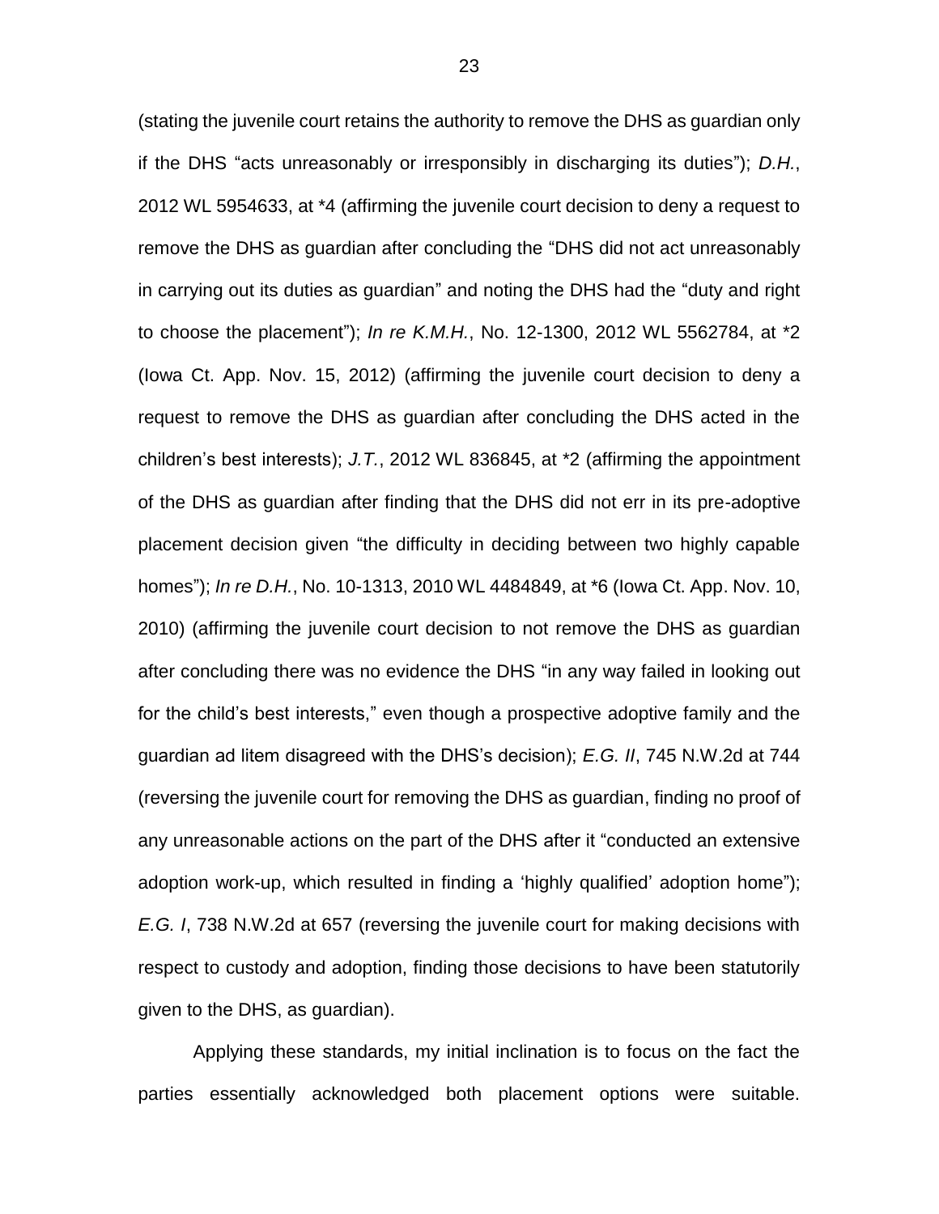(stating the juvenile court retains the authority to remove the DHS as guardian only if the DHS "acts unreasonably or irresponsibly in discharging its duties"); *D.H.*, 2012 WL 5954633, at *4 (affirming the juvenile court decision to deny a request to remove the DHS as guardian after concluding the "DHS did not act unreasonably in carrying out its duties as guardian" and noting the DHS had the "duty and right to choose the placement"); *In re K.M.H.*, No. 12-1300, 2012 WL 5562784, at *2 (Iowa Ct. App. Nov. 15, 2012) (affirming the juvenile court decision to deny a request to remove the DHS as guardian after concluding the DHS acted in the children's best interests); *J.T.*, 2012 WL 836845, at *2 (affirming the appointment of the DHS as guardian after finding that the DHS did not err in its pre-adoptive placement decision given "the difficulty in deciding between two highly capable homes"); *In re D.H.*, No. 10-1313, 2010 WL 4484849, at *6 (Iowa Ct. App. Nov. 10, 2010) (affirming the juvenile court decision to not remove the DHS as guardian after concluding there was no evidence the DHS "in any way failed in looking out for the child's best interests," even though a prospective adoptive family and the guardian ad litem disagreed with the DHS's decision); *E.G. II*, 745 N.W.2d at 744 (reversing the juvenile court for removing the DHS as guardian, finding no proof of any unreasonable actions on the part of the DHS after it "conducted an extensive adoption work-up, which resulted in finding a 'highly qualified' adoption home"); *E.G. I*, 738 N.W.2d at 657 (reversing the juvenile court for making decisions with respect to custody and adoption, finding those decisions to have been statutorily given to the DHS, as guardian).

Applying these standards, my initial inclination is to focus on the fact the parties essentially acknowledged both placement options were suitable.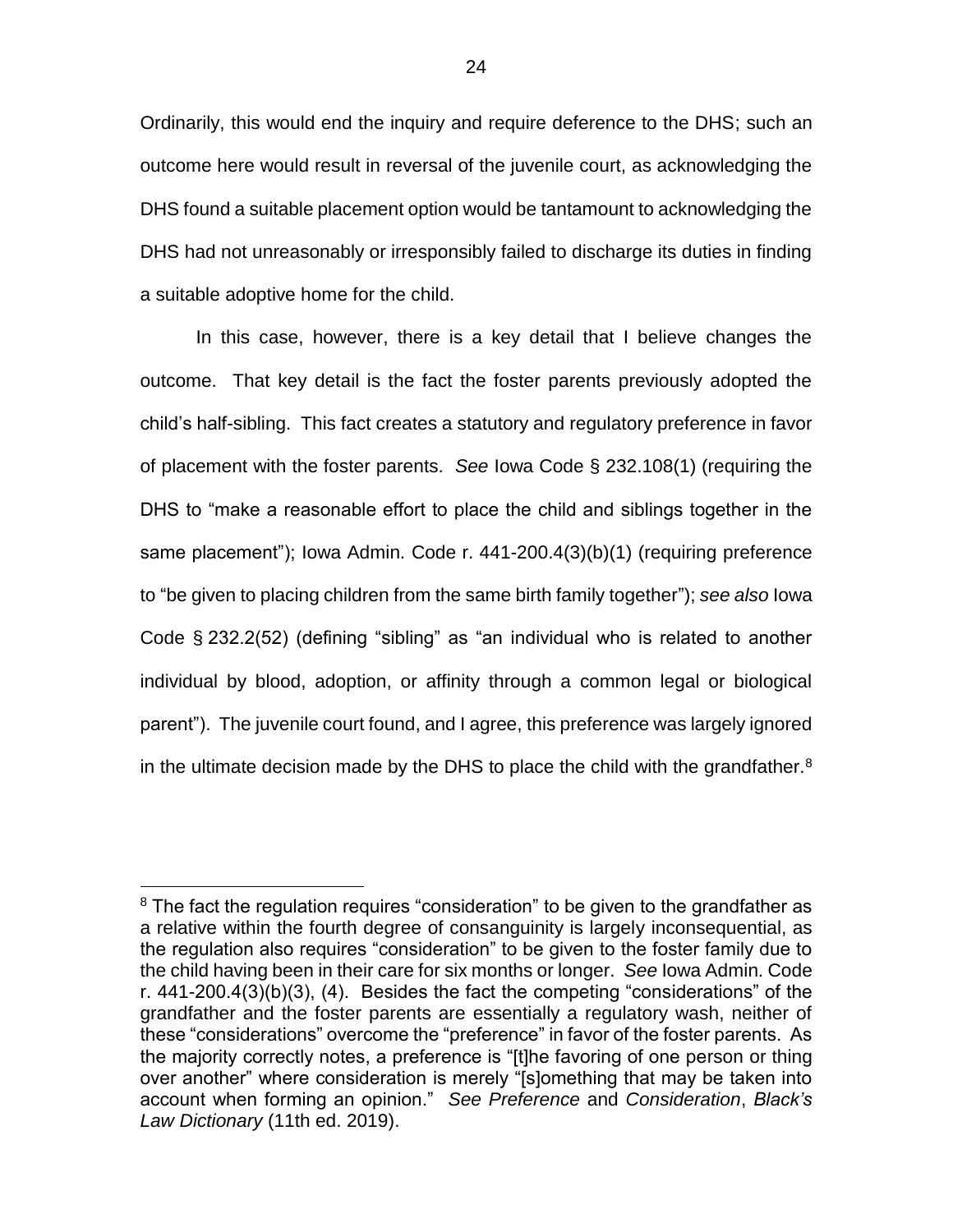Ordinarily, this would end the inquiry and require deference to the DHS; such an outcome here would result in reversal of the juvenile court, as acknowledging the DHS found a suitable placement option would be tantamount to acknowledging the DHS had not unreasonably or irresponsibly failed to discharge its duties in finding a suitable adoptive home for the child.

In this case, however, there is a key detail that I believe changes the outcome. That key detail is the fact the foster parents previously adopted the child's half-sibling. This fact creates a statutory and regulatory preference in favor of placement with the foster parents. *See* Iowa Code § 232.108(1) (requiring the DHS to "make a reasonable effort to place the child and siblings together in the same placement"); Iowa Admin. Code r. 441-200.4(3)(b)(1) (requiring preference to "be given to placing children from the same birth family together"); *see also* Iowa Code § 232.2(52) (defining "sibling" as "an individual who is related to another individual by blood, adoption, or affinity through a common legal or biological parent"). The juvenile court found, and I agree, this preference was largely ignored in the ultimate decision made by the DHS to place the child with the grandfather.[8]

---

[8] The fact the regulation requires "consideration" to be given to the grandfather as a relative within the fourth degree of consanguinity is largely inconsequential, as the regulation also requires "consideration" to be given to the foster family due to the child having been in their care for six months or longer. *See* Iowa Admin. Code r. 441-200.4(3)(b)(3), (4). Besides the fact the competing "considerations" of the grandfather and the foster parents are essentially a regulatory wash, neither of these "considerations" overcome the "preference" in favor of the foster parents. As the majority correctly notes, a preference is "[t]he favoring of one person or thing over another" where consideration is merely "[s]omething that may be taken into account when forming an opinion." *See Preference* and *Consideration*, *Black's Law Dictionary* (11th ed. 2019).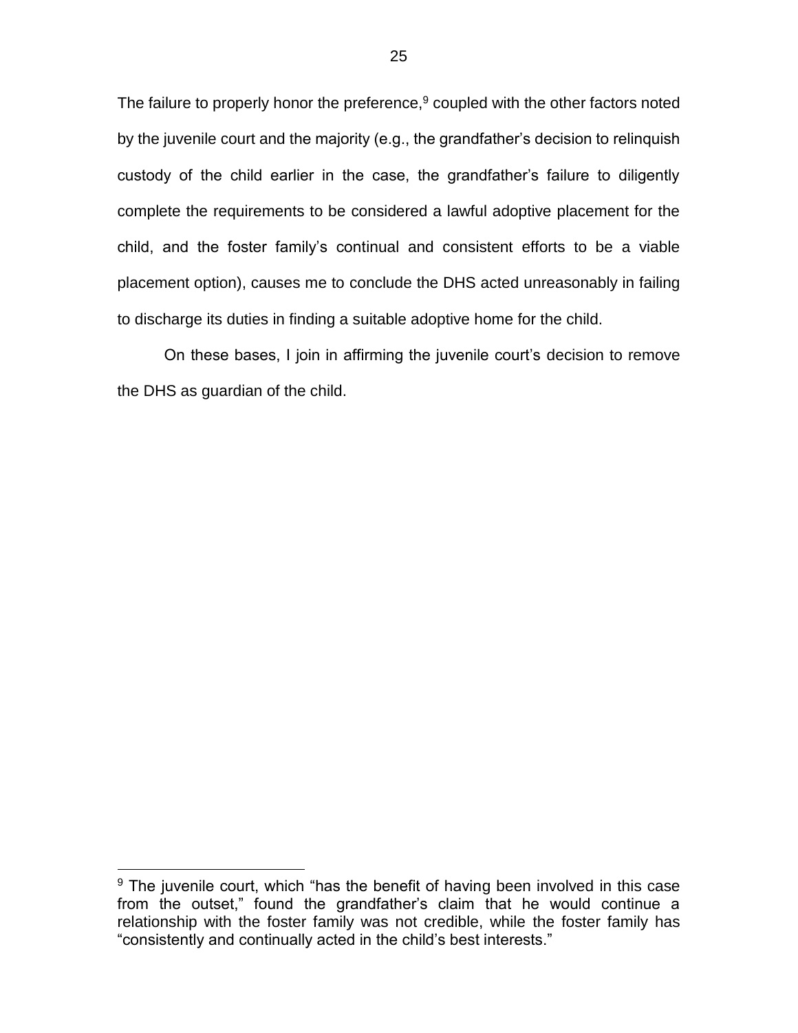The failure to properly honor the preference,[9] coupled with the other factors noted by the juvenile court and the majority (e.g., the grandfather's decision to relinquish custody of the child earlier in the case, the grandfather's failure to diligently complete the requirements to be considered a lawful adoptive placement for the child, and the foster family's continual and consistent efforts to be a viable placement option), causes me to conclude the DHS acted unreasonably in failing to discharge its duties in finding a suitable adoptive home for the child.

On these bases, I join in affirming the juvenile court's decision to remove the DHS as guardian of the child.

[9] The juvenile court, which "has the benefit of having been involved in this case from the outset," found the grandfather's claim that he would continue a relationship with the foster family was not credible, while the foster family has "consistently and continually acted in the child's best interests."